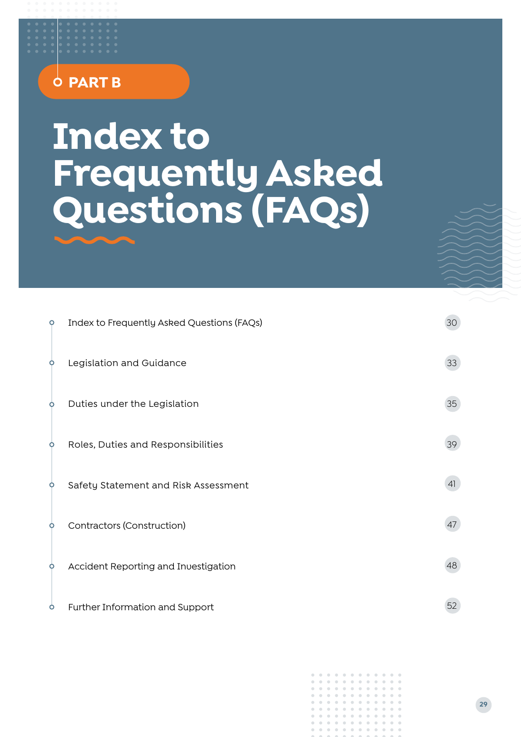PART B

# Index to Frequently Asked Questions (FAQs)

- Index to Frequently Asked Questions (FAQs) — 30
- Legislation and Guidance — 33
- Duties under the Legislation — 35
- Roles, Duties and Responsibilities — 39
- Safety Statement and Risk Assessment — 41
- Contractors (Construction) — 47
- Accident Reporting and Investigation — 48
- Further Information and Support — 52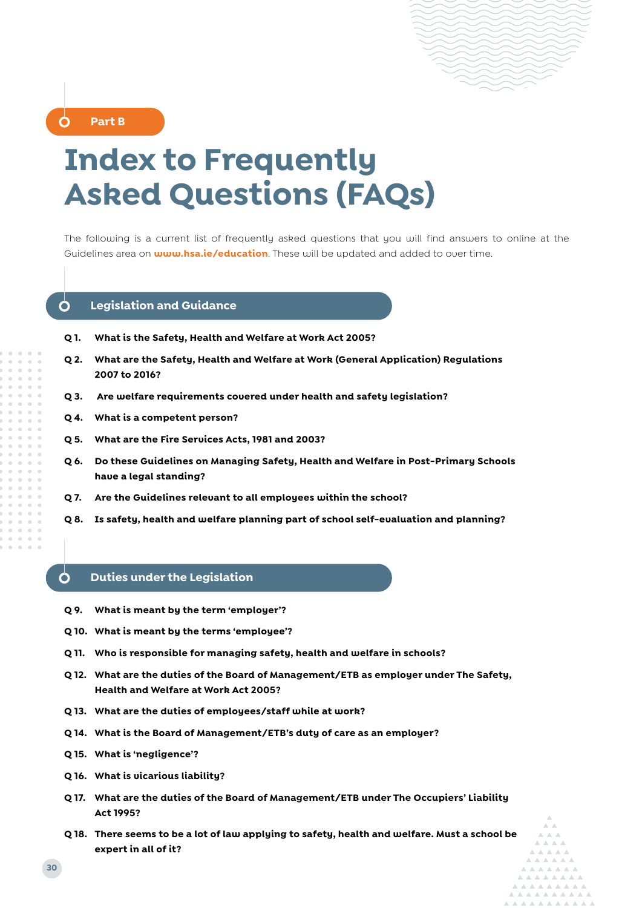Part B

# Index to Frequently Asked Questions (FAQs)

The following is a current list of frequently asked questions that you will find answers to online at the Guidelines area on **www.hsa.ie/education**. These will be updated and added to over time.

## Legislation and Guidance

**Q 1.** **What is the Safety, Health and Welfare at Work Act 2005?**

**Q 2.** **What are the Safety, Health and Welfare at Work (General Application) Regulations 2007 to 2016?**

**Q 3.** **Are welfare requirements covered under health and safety legislation?**

**Q 4.** **What is a competent person?**

**Q 5.** **What are the Fire Services Acts, 1981 and 2003?**

**Q 6.** **Do these Guidelines on Managing Safety, Health and Welfare in Post-Primary Schools have a legal standing?**

**Q 7.** **Are the Guidelines relevant to all employees within the school?**

**Q 8.** **Is safety, health and welfare planning part of school self-evaluation and planning?**

## Duties under the Legislation

**Q 9.** **What is meant by the term 'employer'?**

**Q 10.** **What is meant by the terms 'employee'?**

**Q 11.** **Who is responsible for managing safety, health and welfare in schools?**

**Q 12.** **What are the duties of the Board of Management/ETB as employer under The Safety, Health and Welfare at Work Act 2005?**

**Q 13.** **What are the duties of employees/staff while at work?**

**Q 14.** **What is the Board of Management/ETB's duty of care as an employer?**

**Q 15.** **What is 'negligence'?**

**Q 16.** **What is vicarious liability?**

**Q 17.** **What are the duties of the Board of Management/ETB under The Occupiers' Liability Act 1995?**

**Q 18.** **There seems to be a lot of law applying to safety, health and welfare. Must a school be expert in all of it?**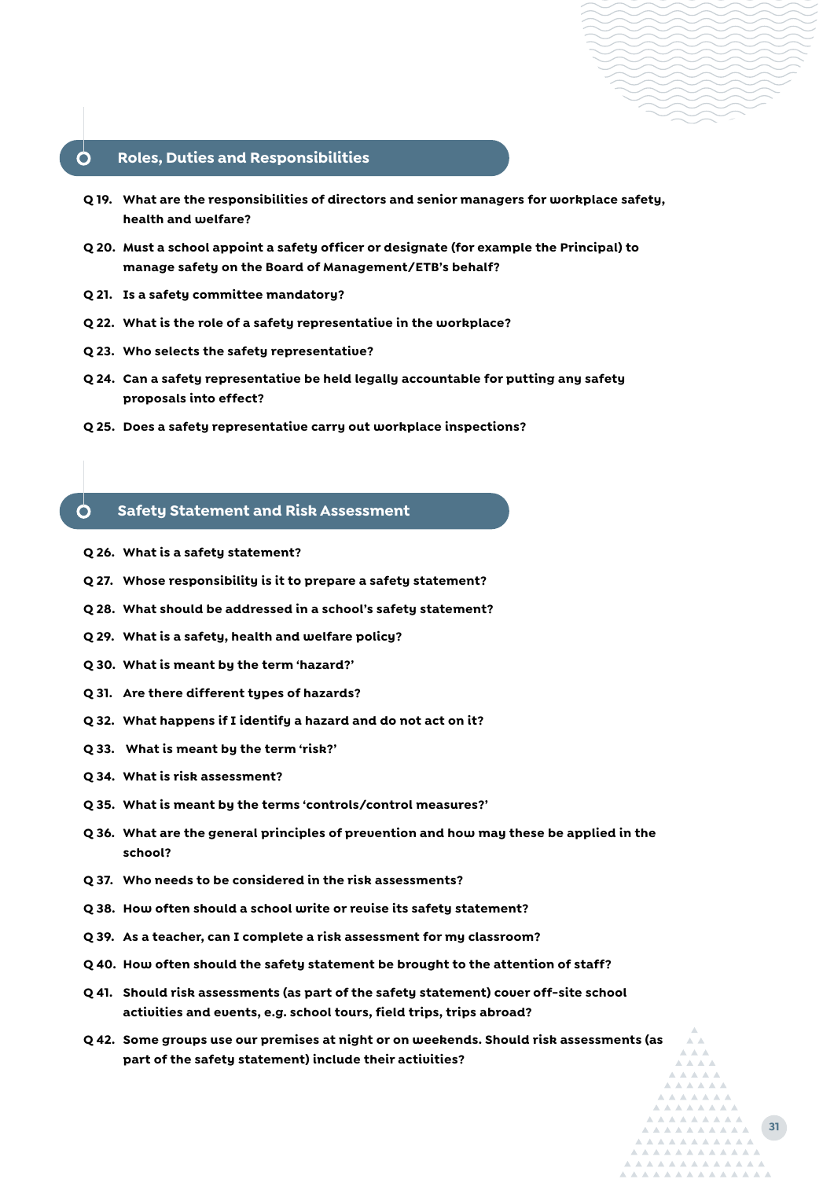## Roles, Duties and Responsibilities

**Q 19. What are the responsibilities of directors and senior managers for workplace safety, health and welfare?**

**Q 20. Must a school appoint a safety officer or designate (for example the Principal) to manage safety on the Board of Management/ETB's behalf?**

**Q 21. Is a safety committee mandatory?**

**Q 22. What is the role of a safety representative in the workplace?**

**Q 23. Who selects the safety representative?**

**Q 24. Can a safety representative be held legally accountable for putting any safety proposals into effect?**

**Q 25. Does a safety representative carry out workplace inspections?**

## Safety Statement and Risk Assessment

**Q 26. What is a safety statement?**

**Q 27. Whose responsibility is it to prepare a safety statement?**

**Q 28. What should be addressed in a school's safety statement?**

**Q 29. What is a safety, health and welfare policy?**

**Q 30. What is meant by the term 'hazard?'**

**Q 31. Are there different types of hazards?**

**Q 32. What happens if I identify a hazard and do not act on it?**

**Q 33. What is meant by the term 'risk?'**

**Q 34. What is risk assessment?**

**Q 35. What is meant by the terms 'controls/control measures?'**

**Q 36. What are the general principles of prevention and how may these be applied in the school?**

**Q 37. Who needs to be considered in the risk assessments?**

**Q 38. How often should a school write or revise its safety statement?**

**Q 39. As a teacher, can I complete a risk assessment for my classroom?**

**Q 40. How often should the safety statement be brought to the attention of staff?**

**Q 41. Should risk assessments (as part of the safety statement) cover off-site school activities and events, e.g. school tours, field trips, trips abroad?**

**Q 42. Some groups use our premises at night or on weekends. Should risk assessments (as part of the safety statement) include their activities?**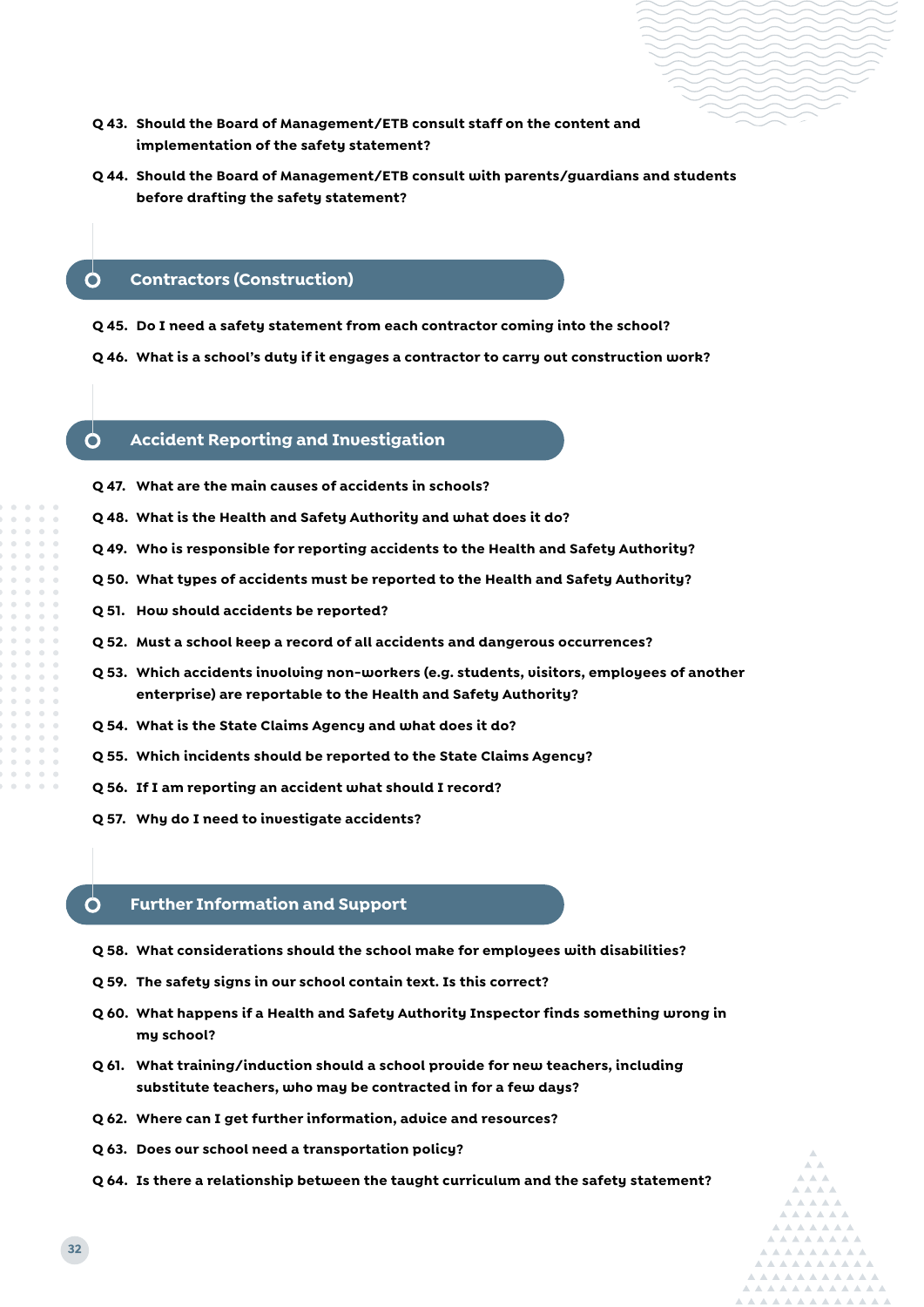**Q 43. Should the Board of Management/ETB consult staff on the content and implementation of the safety statement?**

**Q 44. Should the Board of Management/ETB consult with parents/guardians and students before drafting the safety statement?**

## Contractors (Construction)

**Q 45. Do I need a safety statement from each contractor coming into the school?**

**Q 46. What is a school's duty if it engages a contractor to carry out construction work?**

## Accident Reporting and Investigation

**Q 47. What are the main causes of accidents in schools?**

**Q 48. What is the Health and Safety Authority and what does it do?**

**Q 49. Who is responsible for reporting accidents to the Health and Safety Authority?**

**Q 50. What types of accidents must be reported to the Health and Safety Authority?**

**Q 51. How should accidents be reported?**

**Q 52. Must a school keep a record of all accidents and dangerous occurrences?**

**Q 53. Which accidents involving non-workers (e.g. students, visitors, employees of another enterprise) are reportable to the Health and Safety Authority?**

**Q 54. What is the State Claims Agency and what does it do?**

**Q 55. Which incidents should be reported to the State Claims Agency?**

**Q 56. If I am reporting an accident what should I record?**

**Q 57. Why do I need to investigate accidents?**

## Further Information and Support

**Q 58. What considerations should the school make for employees with disabilities?**

**Q 59. The safety signs in our school contain text. Is this correct?**

**Q 60. What happens if a Health and Safety Authority Inspector finds something wrong in my school?**

**Q 61. What training/induction should a school provide for new teachers, including substitute teachers, who may be contracted in for a few days?**

**Q 62. Where can I get further information, advice and resources?**

**Q 63. Does our school need a transportation policy?**

**Q 64. Is there a relationship between the taught curriculum and the safety statement?**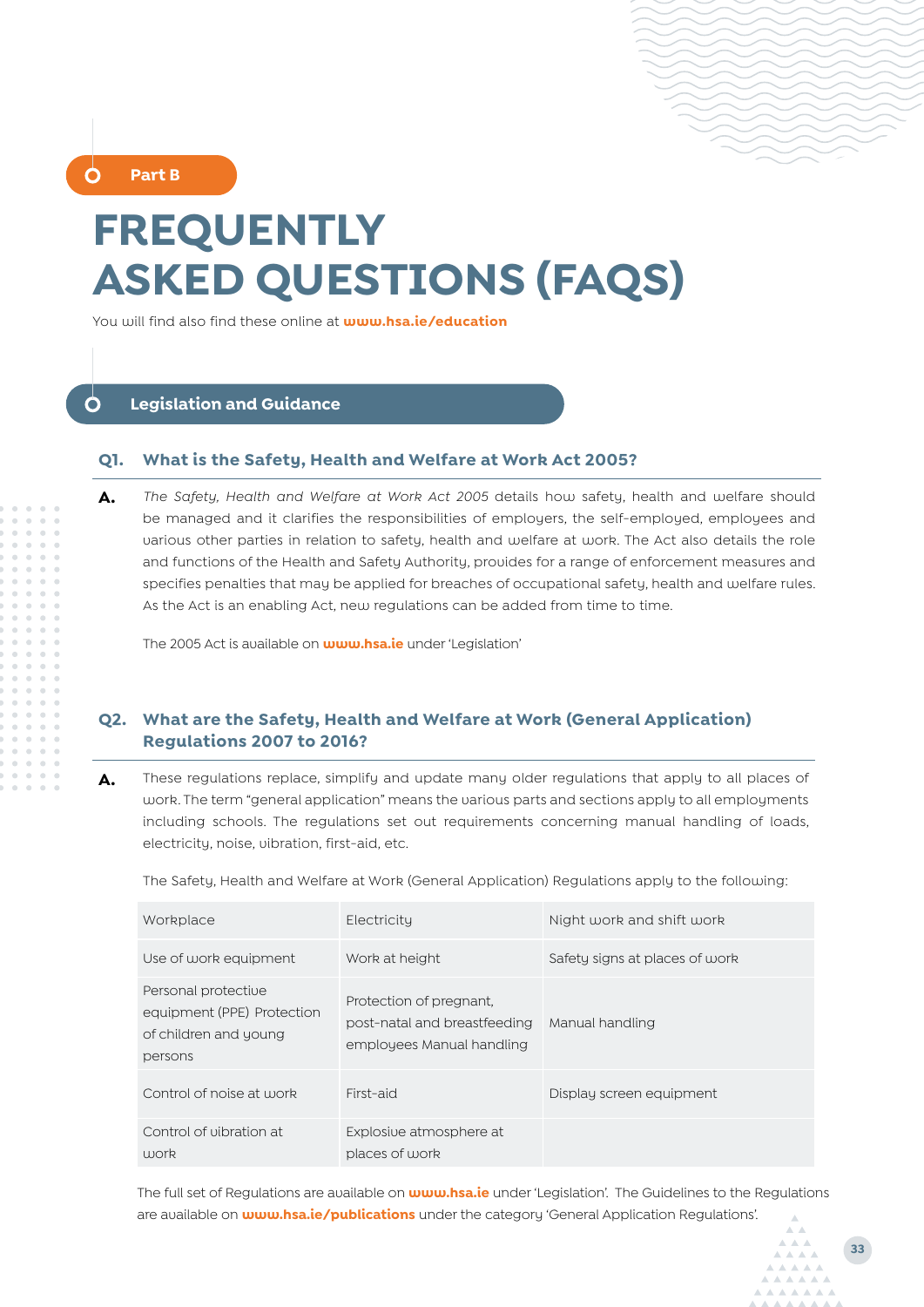Part B

# FREQUENTLY ASKED QUESTIONS (FAQS)

You will find also find these online at **www.hsa.ie/education**

## Legislation and Guidance

### Q1. What is the Safety, Health and Welfare at Work Act 2005?

**A.** *The Safety, Health and Welfare at Work Act 2005* details how safety, health and welfare should be managed and it clarifies the responsibilities of employers, the self-employed, employees and various other parties in relation to safety, health and welfare at work. The Act also details the role and functions of the Health and Safety Authority, provides for a range of enforcement measures and specifies penalties that may be applied for breaches of occupational safety, health and welfare rules. As the Act is an enabling Act, new regulations can be added from time to time.

The 2005 Act is available on **www.hsa.ie** under 'Legislation'

### Q2. What are the Safety, Health and Welfare at Work (General Application) Regulations 2007 to 2016?

**A.** These regulations replace, simplify and update many older regulations that apply to all places of work. The term "general application" means the various parts and sections apply to all employments including schools. The regulations set out requirements concerning manual handling of loads, electricity, noise, vibration, first-aid, etc.

The Safety, Health and Welfare at Work (General Application) Regulations apply to the following:

| | | |
|---|---|---|
| Workplace | Electricity | Night work and shift work |
| Use of work equipment | Work at height | Safety signs at places of work |
| Personal protective equipment (PPE) Protection of children and young persons | Protection of pregnant, post-natal and breastfeeding employees Manual handling | Manual handling |
| Control of noise at work | First-aid | Display screen equipment |
| Control of vibration at work | Explosive atmosphere at places of work | |

The full set of Regulations are available on **www.hsa.ie** under 'Legislation'. The Guidelines to the Regulations are available on **www.hsa.ie/publications** under the category 'General Application Regulations'.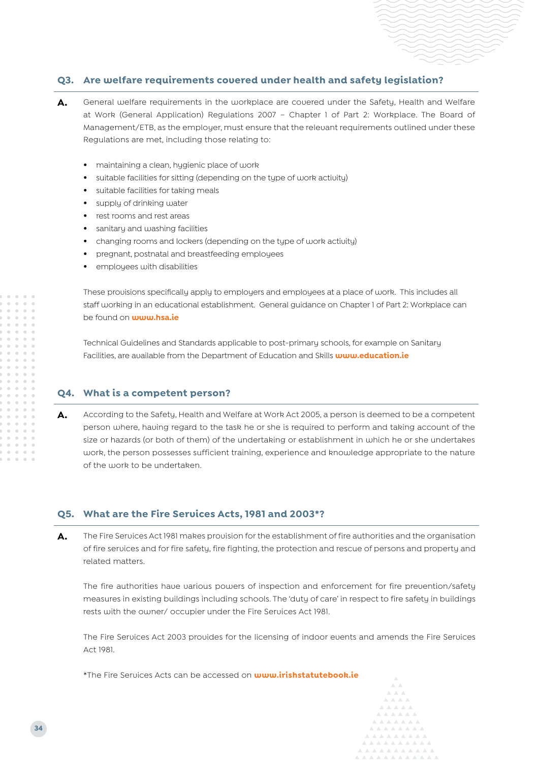### Q3. Are welfare requirements covered under health and safety legislation?

**A.** General welfare requirements in the workplace are covered under the Safety, Health and Welfare at Work (General Application) Regulations 2007 – Chapter 1 of Part 2: Workplace. The Board of Management/ETB, as the employer, must ensure that the relevant requirements outlined under these Regulations are met, including those relating to:

- maintaining a clean, hygienic place of work
- suitable facilities for sitting (depending on the type of work activity)
- suitable facilities for taking meals
- supply of drinking water
- rest rooms and rest areas
- sanitary and washing facilities
- changing rooms and lockers (depending on the type of work activity)
- pregnant, postnatal and breastfeeding employees
- employees with disabilities

These provisions specifically apply to employers and employees at a place of work. This includes all staff working in an educational establishment. General guidance on Chapter 1 of Part 2: Workplace can be found on **www.hsa.ie**

Technical Guidelines and Standards applicable to post-primary schools, for example on Sanitary Facilities, are available from the Department of Education and Skills **www.education.ie**

### Q4. What is a competent person?

**A.** According to the Safety, Health and Welfare at Work Act 2005, a person is deemed to be a competent person where, having regard to the task he or she is required to perform and taking account of the size or hazards (or both of them) of the undertaking or establishment in which he or she undertakes work, the person possesses sufficient training, experience and knowledge appropriate to the nature of the work to be undertaken.

### Q5. What are the Fire Services Acts, 1981 and 2003*?

**A.** The Fire Services Act 1981 makes provision for the establishment of fire authorities and the organisation of fire services and for fire safety, fire fighting, the protection and rescue of persons and property and related matters.

The fire authorities have various powers of inspection and enforcement for fire prevention/safety measures in existing buildings including schools. The 'duty of care' in respect to fire safety in buildings rests with the owner/ occupier under the Fire Services Act 1981.

The Fire Services Act 2003 provides for the licensing of indoor events and amends the Fire Services Act 1981.

*The Fire Services Acts can be accessed on **www.irishstatutebook.ie**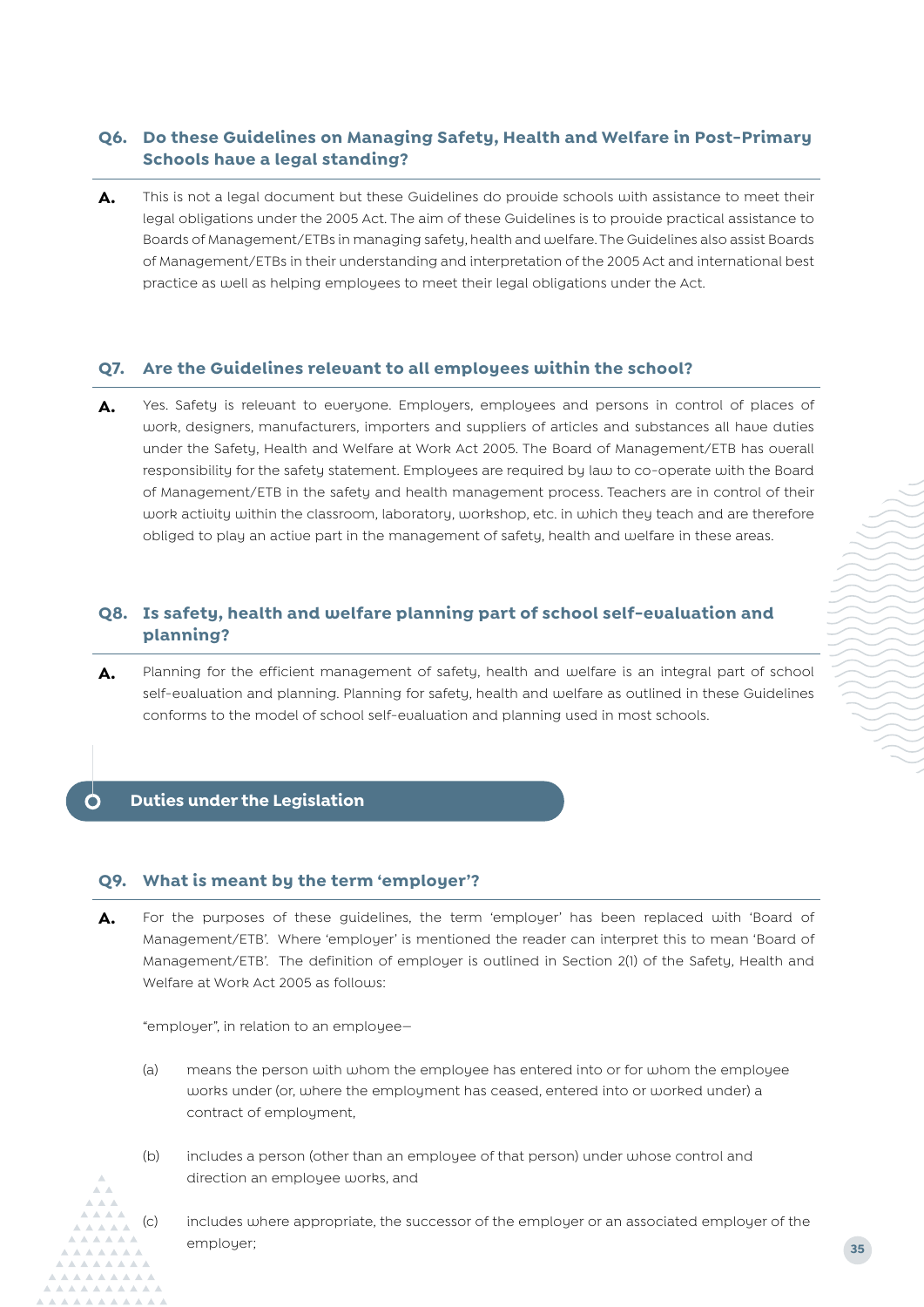### Q6. Do these Guidelines on Managing Safety, Health and Welfare in Post-Primary Schools have a legal standing?

**A.** This is not a legal document but these Guidelines do provide schools with assistance to meet their legal obligations under the 2005 Act. The aim of these Guidelines is to provide practical assistance to Boards of Management/ETBs in managing safety, health and welfare. The Guidelines also assist Boards of Management/ETBs in their understanding and interpretation of the 2005 Act and international best practice as well as helping employees to meet their legal obligations under the Act.

### Q7. Are the Guidelines relevant to all employees within the school?

**A.** Yes. Safety is relevant to everyone. Employers, employees and persons in control of places of work, designers, manufacturers, importers and suppliers of articles and substances all have duties under the Safety, Health and Welfare at Work Act 2005. The Board of Management/ETB has overall responsibility for the safety statement. Employees are required by law to co-operate with the Board of Management/ETB in the safety and health management process. Teachers are in control of their work activity within the classroom, laboratory, workshop, etc. in which they teach and are therefore obliged to play an active part in the management of safety, health and welfare in these areas.

### Q8. Is safety, health and welfare planning part of school self-evaluation and planning?

**A.** Planning for the efficient management of safety, health and welfare is an integral part of school self-evaluation and planning. Planning for safety, health and welfare as outlined in these Guidelines conforms to the model of school self-evaluation and planning used in most schools.

## Duties under the Legislation

### Q9. What is meant by the term 'employer'?

**A.** For the purposes of these guidelines, the term 'employer' has been replaced with 'Board of Management/ETB'. Where 'employer' is mentioned the reader can interpret this to mean 'Board of Management/ETB'. The definition of employer is outlined in Section 2(1) of the Safety, Health and Welfare at Work Act 2005 as follows:

"employer", in relation to an employee—

(a) means the person with whom the employee has entered into or for whom the employee works under (or, where the employment has ceased, entered into or worked under) a contract of employment,

(b) includes a person (other than an employee of that person) under whose control and direction an employee works, and

(c) includes where appropriate, the successor of the employer or an associated employer of the employer;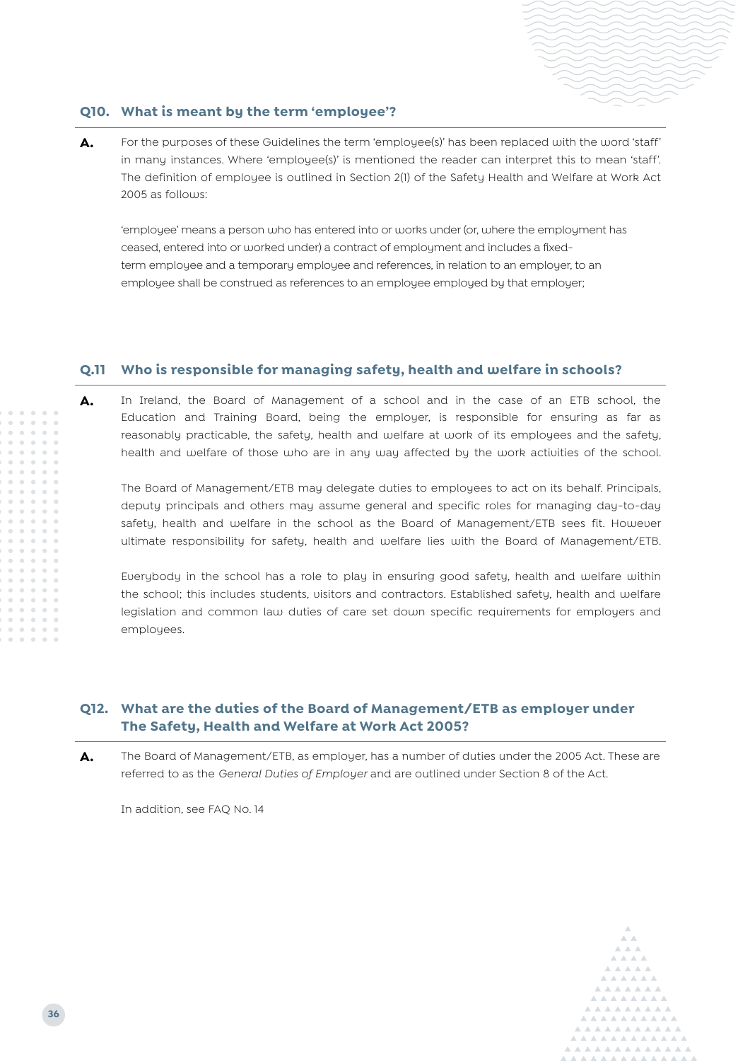### Q10. What is meant by the term 'employee'?

**A.** For the purposes of these Guidelines the term 'employee(s)' has been replaced with the word 'staff' in many instances. Where 'employee(s)' is mentioned the reader can interpret this to mean 'staff'. The definition of employee is outlined in Section 2(1) of the Safety Health and Welfare at Work Act 2005 as follows:

'employee' means a person who has entered into or works under (or, where the employment has ceased, entered into or worked under) a contract of employment and includes a fixed-term employee and a temporary employee and references, in relation to an employer, to an employee shall be construed as references to an employee employed by that employer;

### Q.11 Who is responsible for managing safety, health and welfare in schools?

**A.** In Ireland, the Board of Management of a school and in the case of an ETB school, the Education and Training Board, being the employer, is responsible for ensuring as far as reasonably practicable, the safety, health and welfare at work of its employees and the safety, health and welfare of those who are in any way affected by the work activities of the school.

The Board of Management/ETB may delegate duties to employees to act on its behalf. Principals, deputy principals and others may assume general and specific roles for managing day-to-day safety, health and welfare in the school as the Board of Management/ETB sees fit. However ultimate responsibility for safety, health and welfare lies with the Board of Management/ETB.

Everybody in the school has a role to play in ensuring good safety, health and welfare within the school; this includes students, visitors and contractors. Established safety, health and welfare legislation and common law duties of care set down specific requirements for employers and employees.

### Q12. What are the duties of the Board of Management/ETB as employer under The Safety, Health and Welfare at Work Act 2005?

**A.** The Board of Management/ETB, as employer, has a number of duties under the 2005 Act. These are referred to as the *General Duties of Employer* and are outlined under Section 8 of the Act.

In addition, see FAQ No. 14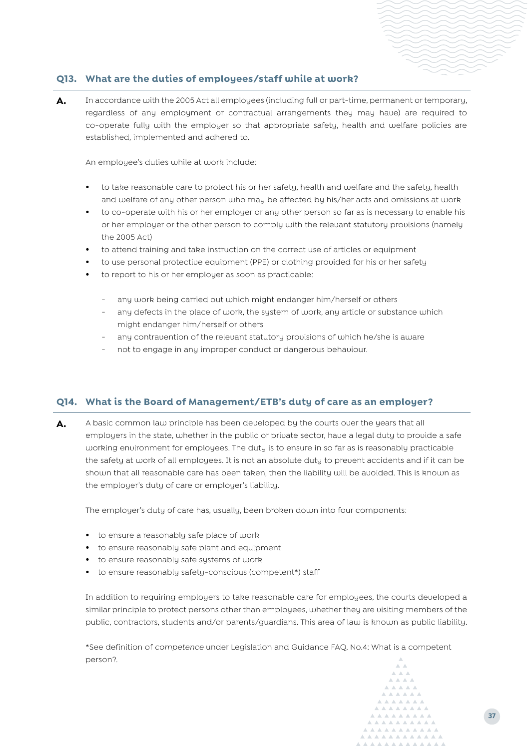## Q13. What are the duties of employees/staff while at work?

**A.** In accordance with the 2005 Act all employees (including full or part-time, permanent or temporary, regardless of any employment or contractual arrangements they may have) are required to co-operate fully with the employer so that appropriate safety, health and welfare policies are established, implemented and adhered to.

An employee's duties while at work include:

- to take reasonable care to protect his or her safety, health and welfare and the safety, health and welfare of any other person who may be affected by his/her acts and omissions at work
- to co-operate with his or her employer or any other person so far as is necessary to enable his or her employer or the other person to comply with the relevant statutory provisions (namely the 2005 Act)
- to attend training and take instruction on the correct use of articles or equipment
- to use personal protective equipment (PPE) or clothing provided for his or her safety
- to report to his or her employer as soon as practicable:
    - any work being carried out which might endanger him/herself or others
    - any defects in the place of work, the system of work, any article or substance which might endanger him/herself or others
    - any contravention of the relevant statutory provisions of which he/she is aware
    - not to engage in any improper conduct or dangerous behaviour.

## Q14. What is the Board of Management/ETB's duty of care as an employer?

**A.** A basic common law principle has been developed by the courts over the years that all employers in the state, whether in the public or private sector, have a legal duty to provide a safe working environment for employees. The duty is to ensure in so far as is reasonably practicable the safety at work of all employees. It is not an absolute duty to prevent accidents and if it can be shown that all reasonable care has been taken, then the liability will be avoided. This is known as the employer's duty of care or employer's liability.

The employer's duty of care has, usually, been broken down into four components:

- to ensure a reasonably safe place of work
- to ensure reasonably safe plant and equipment
- to ensure reasonably safe systems of work
- to ensure reasonably safety-conscious (competent*) staff

In addition to requiring employers to take reasonable care for employees, the courts developed a similar principle to protect persons other than employees, whether they are visiting members of the public, contractors, students and/or parents/guardians. This area of law is known as public liability.

*See definition of *competence* under Legislation and Guidance FAQ, No.4: What is a competent person?.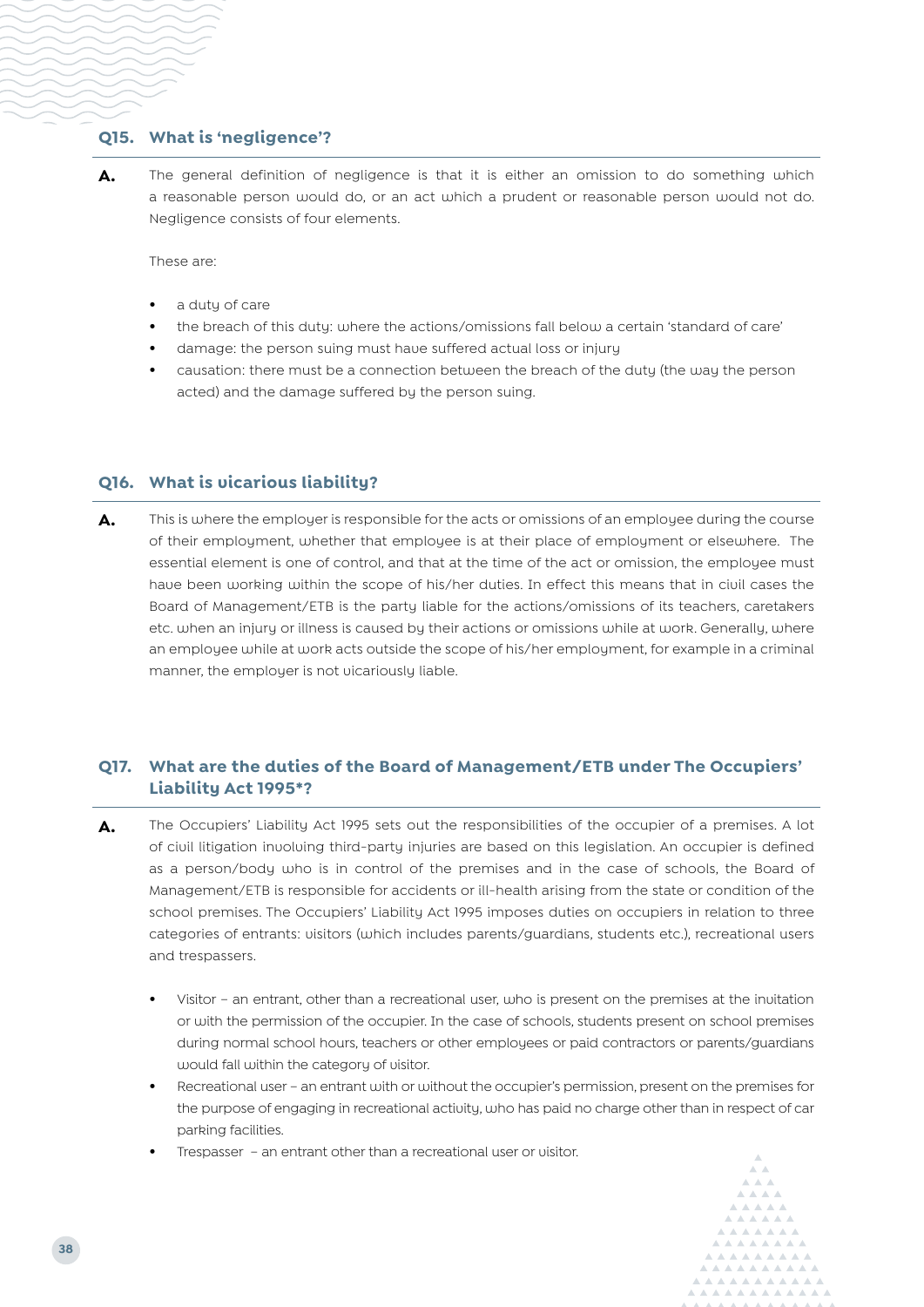## Q15. What is 'negligence'?

**A.** The general definition of negligence is that it is either an omission to do something which a reasonable person would do, or an act which a prudent or reasonable person would not do. Negligence consists of four elements.

These are:

- a duty of care
- the breach of this duty: where the actions/omissions fall below a certain 'standard of care'
- damage: the person suing must have suffered actual loss or injury
- causation: there must be a connection between the breach of the duty (the way the person acted) and the damage suffered by the person suing.

## Q16. What is vicarious liability?

**A.** This is where the employer is responsible for the acts or omissions of an employee during the course of their employment, whether that employee is at their place of employment or elsewhere. The essential element is one of control, and that at the time of the act or omission, the employee must have been working within the scope of his/her duties. In effect this means that in civil cases the Board of Management/ETB is the party liable for the actions/omissions of its teachers, caretakers etc. when an injury or illness is caused by their actions or omissions while at work. Generally, where an employee while at work acts outside the scope of his/her employment, for example in a criminal manner, the employer is not vicariously liable.

## Q17. What are the duties of the Board of Management/ETB under The Occupiers' Liability Act 1995*?

**A.** The Occupiers' Liability Act 1995 sets out the responsibilities of the occupier of a premises. A lot of civil litigation involving third-party injuries are based on this legislation. An occupier is defined as a person/body who is in control of the premises and in the case of schools, the Board of Management/ETB is responsible for accidents or ill-health arising from the state or condition of the school premises. The Occupiers' Liability Act 1995 imposes duties on occupiers in relation to three categories of entrants: visitors (which includes parents/guardians, students etc.), recreational users and trespassers.

- Visitor – an entrant, other than a recreational user, who is present on the premises at the invitation or with the permission of the occupier. In the case of schools, students present on school premises during normal school hours, teachers or other employees or paid contractors or parents/guardians would fall within the category of visitor.
- Recreational user – an entrant with or without the occupier's permission, present on the premises for the purpose of engaging in recreational activity, who has paid no charge other than in respect of car parking facilities.
- Trespasser – an entrant other than a recreational user or visitor.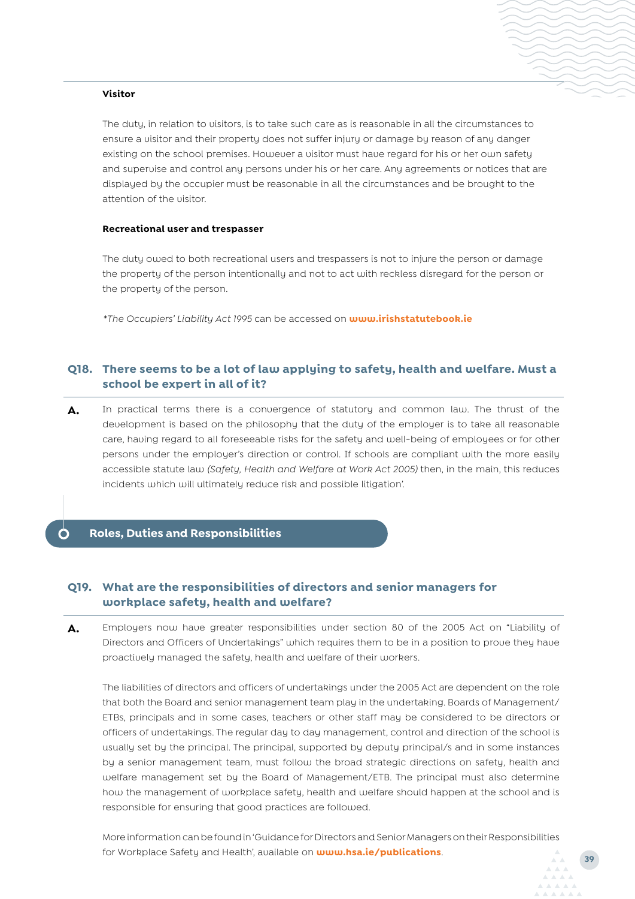**Visitor**

The duty, in relation to visitors, is to take such care as is reasonable in all the circumstances to ensure a visitor and their property does not suffer injury or damage by reason of any danger existing on the school premises. However a visitor must have regard for his or her own safety and supervise and control any persons under his or her care. Any agreements or notices that are displayed by the occupier must be reasonable in all the circumstances and be brought to the attention of the visitor.

**Recreational user and trespasser**

The duty owed to both recreational users and trespassers is not to injure the person or damage the property of the person intentionally and not to act with reckless disregard for the person or the property of the person.

**The Occupiers' Liability Act 1995* can be accessed on **www.irishstatutebook.ie**

### Q18. There seems to be a lot of law applying to safety, health and welfare. Must a school be expert in all of it?

**A.** In practical terms there is a convergence of statutory and common law. The thrust of the development is based on the philosophy that the duty of the employer is to take all reasonable care, having regard to all foreseeable risks for the safety and well-being of employees or for other persons under the employer's direction or control. If schools are compliant with the more easily accessible statute law *(Safety, Health and Welfare at Work Act 2005)* then, in the main, this reduces incidents which will ultimately reduce risk and possible litigation'.

## Roles, Duties and Responsibilities

### Q19. What are the responsibilities of directors and senior managers for workplace safety, health and welfare?

**A.** Employers now have greater responsibilities under section 80 of the 2005 Act on "Liability of Directors and Officers of Undertakings" which requires them to be in a position to prove they have proactively managed the safety, health and welfare of their workers.

The liabilities of directors and officers of undertakings under the 2005 Act are dependent on the role that both the Board and senior management team play in the undertaking. Boards of Management/ ETBs, principals and in some cases, teachers or other staff may be considered to be directors or officers of undertakings. The regular day to day management, control and direction of the school is usually set by the principal. The principal, supported by deputy principal/s and in some instances by a senior management team, must follow the broad strategic directions on safety, health and welfare management set by the Board of Management/ETB. The principal must also determine how the management of workplace safety, health and welfare should happen at the school and is responsible for ensuring that good practices are followed.

More information can be found in 'Guidance for Directors and Senior Managers on their Responsibilities for Workplace Safety and Health', available on **www.hsa.ie/publications**.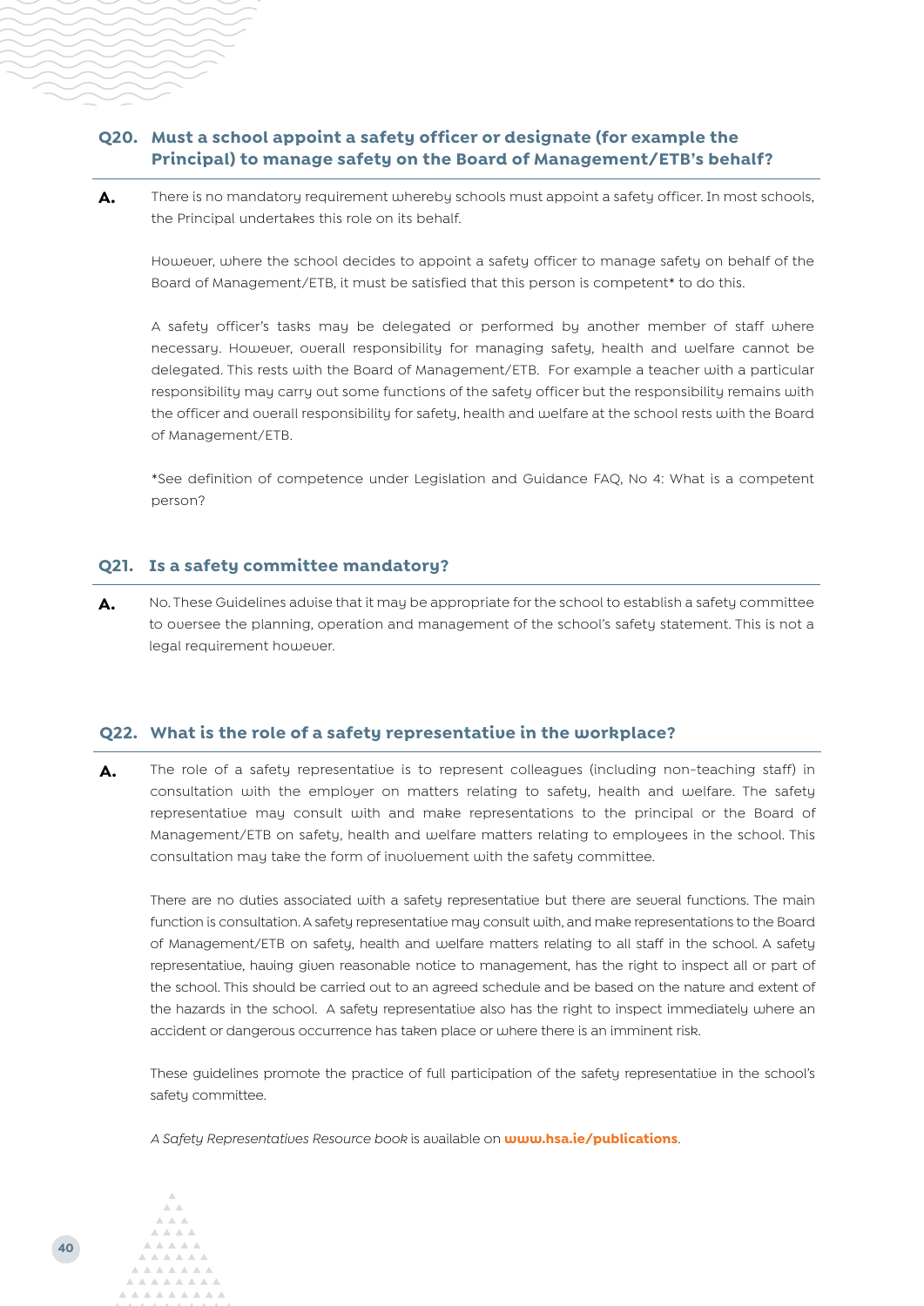### Q20. Must a school appoint a safety officer or designate (for example the Principal) to manage safety on the Board of Management/ETB's behalf?

**A.** There is no mandatory requirement whereby schools must appoint a safety officer. In most schools, the Principal undertakes this role on its behalf.

However, where the school decides to appoint a safety officer to manage safety on behalf of the Board of Management/ETB, it must be satisfied that this person is competent* to do this.

A safety officer's tasks may be delegated or performed by another member of staff where necessary. However, overall responsibility for managing safety, health and welfare cannot be delegated. This rests with the Board of Management/ETB. For example a teacher with a particular responsibility may carry out some functions of the safety officer but the responsibility remains with the officer and overall responsibility for safety, health and welfare at the school rests with the Board of Management/ETB.

*See definition of competence under Legislation and Guidance FAQ, No 4: What is a competent person?

### Q21. Is a safety committee mandatory?

**A.** No. These Guidelines advise that it may be appropriate for the school to establish a safety committee to oversee the planning, operation and management of the school's safety statement. This is not a legal requirement however.

### Q22. What is the role of a safety representative in the workplace?

**A.** The role of a safety representative is to represent colleagues (including non-teaching staff) in consultation with the employer on matters relating to safety, health and welfare. The safety representative may consult with and make representations to the principal or the Board of Management/ETB on safety, health and welfare matters relating to employees in the school. This consultation may take the form of involvement with the safety committee.

There are no duties associated with a safety representative but there are several functions. The main function is consultation. A safety representative may consult with, and make representations to the Board of Management/ETB on safety, health and welfare matters relating to all staff in the school. A safety representative, having given reasonable notice to management, has the right to inspect all or part of the school. This should be carried out to an agreed schedule and be based on the nature and extent of the hazards in the school. A safety representative also has the right to inspect immediately where an accident or dangerous occurrence has taken place or where there is an imminent risk.

These guidelines promote the practice of full participation of the safety representative in the school's safety committee.

*A Safety Representatives Resource book* is available on **www.hsa.ie/publications**.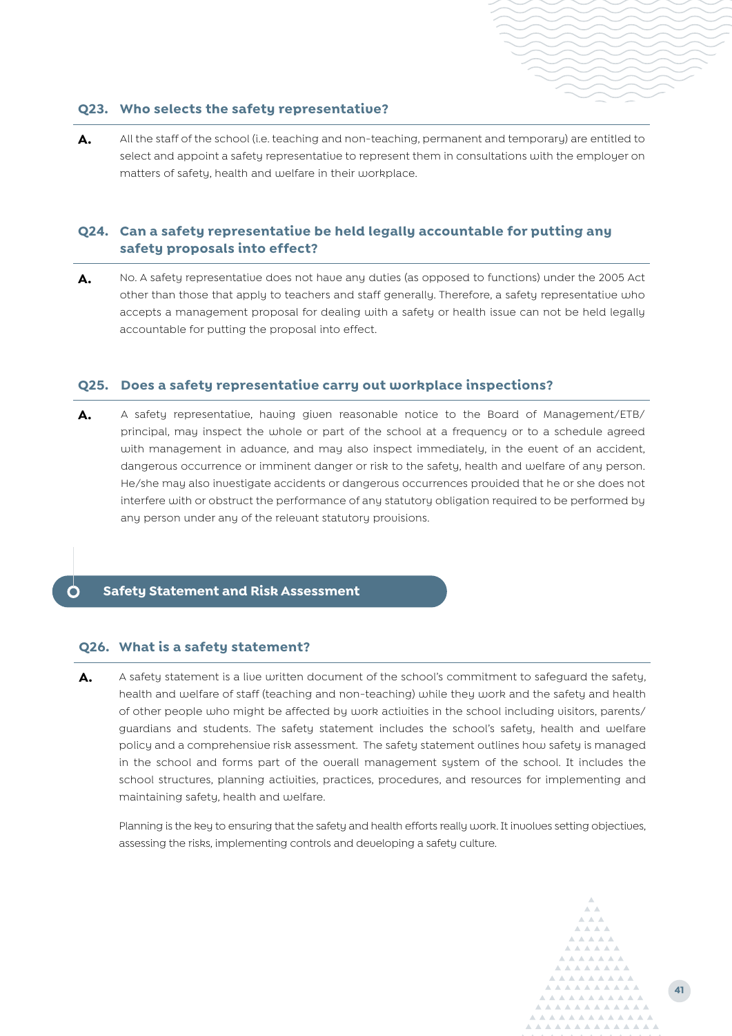### Q23. Who selects the safety representative?

**A.** All the staff of the school (i.e. teaching and non-teaching, permanent and temporary) are entitled to select and appoint a safety representative to represent them in consultations with the employer on matters of safety, health and welfare in their workplace.

### Q24. Can a safety representative be held legally accountable for putting any safety proposals into effect?

**A.** No. A safety representative does not have any duties (as opposed to functions) under the 2005 Act other than those that apply to teachers and staff generally. Therefore, a safety representative who accepts a management proposal for dealing with a safety or health issue can not be held legally accountable for putting the proposal into effect.

### Q25. Does a safety representative carry out workplace inspections?

**A.** A safety representative, having given reasonable notice to the Board of Management/ETB/ principal, may inspect the whole or part of the school at a frequency or to a schedule agreed with management in advance, and may also inspect immediately, in the event of an accident, dangerous occurrence or imminent danger or risk to the safety, health and welfare of any person. He/she may also investigate accidents or dangerous occurrences provided that he or she does not interfere with or obstruct the performance of any statutory obligation required to be performed by any person under any of the relevant statutory provisions.

## Safety Statement and Risk Assessment

### Q26. What is a safety statement?

**A.** A safety statement is a live written document of the school's commitment to safeguard the safety, health and welfare of staff (teaching and non-teaching) while they work and the safety and health of other people who might be affected by work activities in the school including visitors, parents/ guardians and students. The safety statement includes the school's safety, health and welfare policy and a comprehensive risk assessment. The safety statement outlines how safety is managed in the school and forms part of the overall management system of the school. It includes the school structures, planning activities, practices, procedures, and resources for implementing and maintaining safety, health and welfare.

Planning is the key to ensuring that the safety and health efforts really work. It involves setting objectives, assessing the risks, implementing controls and developing a safety culture.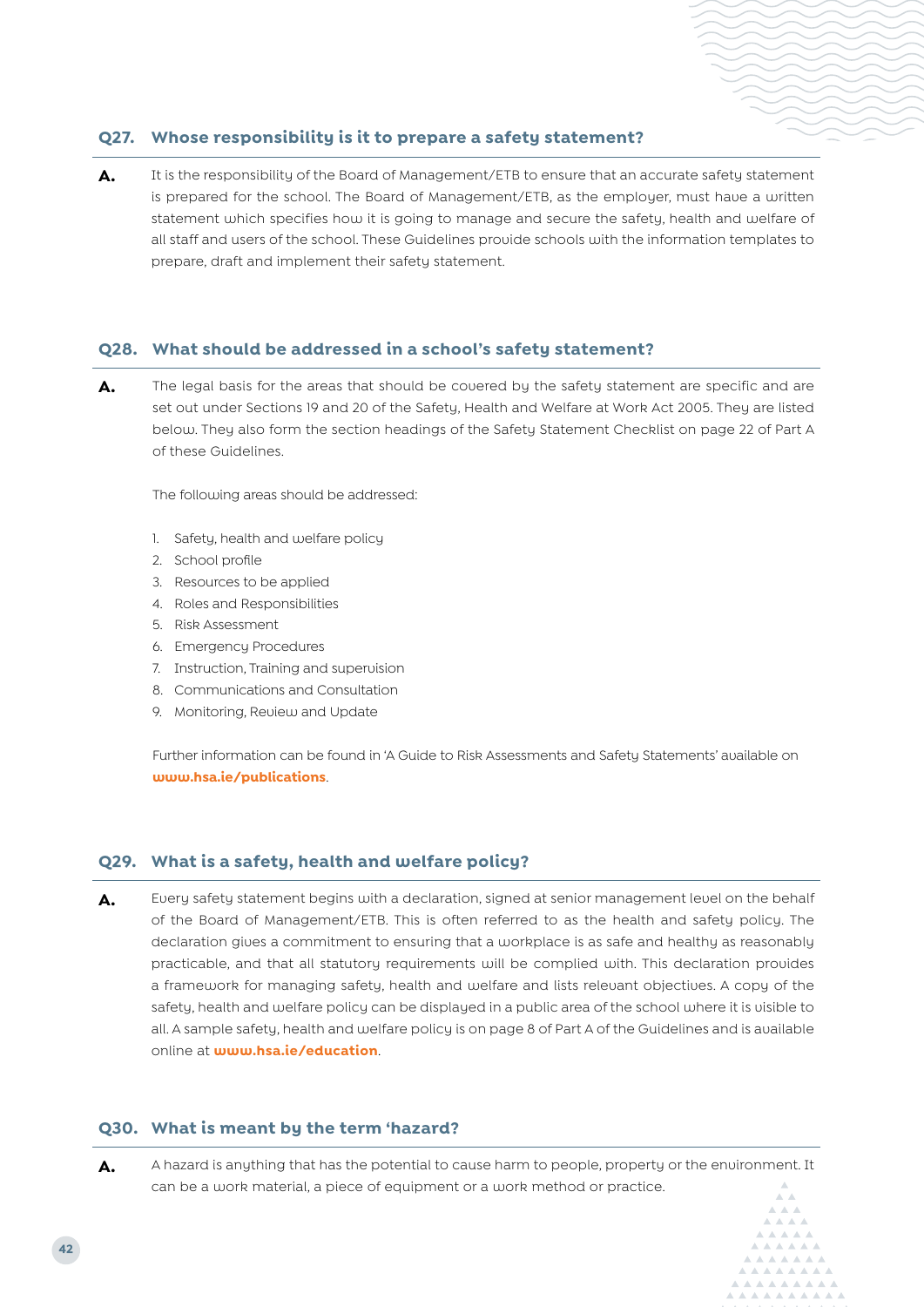### Q27. Whose responsibility is it to prepare a safety statement?

**A.** It is the responsibility of the Board of Management/ETB to ensure that an accurate safety statement is prepared for the school. The Board of Management/ETB, as the employer, must have a written statement which specifies how it is going to manage and secure the safety, health and welfare of all staff and users of the school. These Guidelines provide schools with the information templates to prepare, draft and implement their safety statement.

### Q28. What should be addressed in a school's safety statement?

**A.** The legal basis for the areas that should be covered by the safety statement are specific and are set out under Sections 19 and 20 of the Safety, Health and Welfare at Work Act 2005. They are listed below. They also form the section headings of the Safety Statement Checklist on page 22 of Part A of these Guidelines.

The following areas should be addressed:

1. Safety, health and welfare policy
2. School profile
3. Resources to be applied
4. Roles and Responsibilities
5. Risk Assessment
6. Emergency Procedures
7. Instruction, Training and supervision
8. Communications and Consultation
9. Monitoring, Review and Update

Further information can be found in 'A Guide to Risk Assessments and Safety Statements' available on **www.hsa.ie/publications**.

### Q29. What is a safety, health and welfare policy?

**A.** Every safety statement begins with a declaration, signed at senior management level on the behalf of the Board of Management/ETB. This is often referred to as the health and safety policy. The declaration gives a commitment to ensuring that a workplace is as safe and healthy as reasonably practicable, and that all statutory requirements will be complied with. This declaration provides a framework for managing safety, health and welfare and lists relevant objectives. A copy of the safety, health and welfare policy can be displayed in a public area of the school where it is visible to all. A sample safety, health and welfare policy is on page 8 of Part A of the Guidelines and is available online at **www.hsa.ie/education**.

### Q30. What is meant by the term 'hazard?

**A.** A hazard is anything that has the potential to cause harm to people, property or the environment. It can be a work material, a piece of equipment or a work method or practice.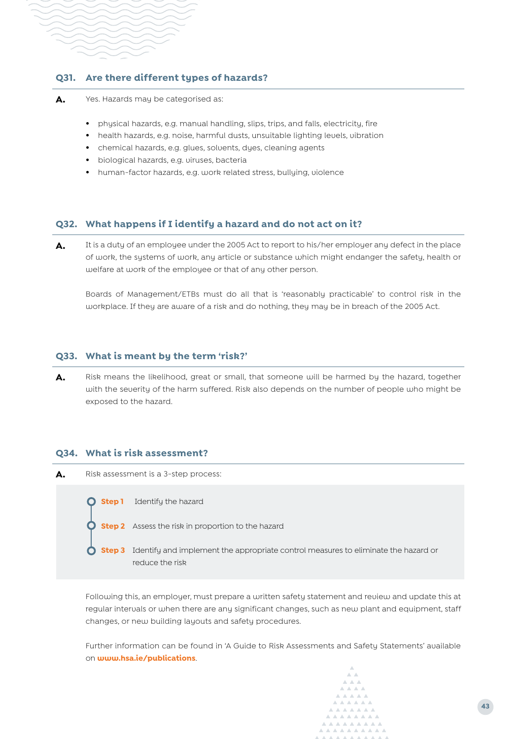## Q31. Are there different types of hazards?

**A.** Yes. Hazards may be categorised as:

- physical hazards, e.g. manual handling, slips, trips, and falls, electricity, fire
- health hazards, e.g. noise, harmful dusts, unsuitable lighting levels, vibration
- chemical hazards, e.g. glues, solvents, dyes, cleaning agents
- biological hazards, e.g. viruses, bacteria
- human-factor hazards, e.g. work related stress, bullying, violence

## Q32. What happens if I identify a hazard and do not act on it?

**A.** It is a duty of an employee under the 2005 Act to report to his/her employer any defect in the place of work, the systems of work, any article or substance which might endanger the safety, health or welfare at work of the employee or that of any other person.

Boards of Management/ETBs must do all that is 'reasonably practicable' to control risk in the workplace. If they are aware of a risk and do nothing, they may be in breach of the 2005 Act.

## Q33. What is meant by the term 'risk?'

**A.** Risk means the likelihood, great or small, that someone will be harmed by the hazard, together with the severity of the harm suffered. Risk also depends on the number of people who might be exposed to the hazard.

## Q34. What is risk assessment?

**A.** Risk assessment is a 3-step process:

**Step 1** Identify the hazard

**Step 2** Assess the risk in proportion to the hazard

**Step 3** Identify and implement the appropriate control measures to eliminate the hazard or reduce the risk

Following this, an employer, must prepare a written safety statement and review and update this at regular intervals or when there are any significant changes, such as new plant and equipment, staff changes, or new building layouts and safety procedures.

Further information can be found in 'A Guide to Risk Assessments and Safety Statements' available on **www.hsa.ie/publications**.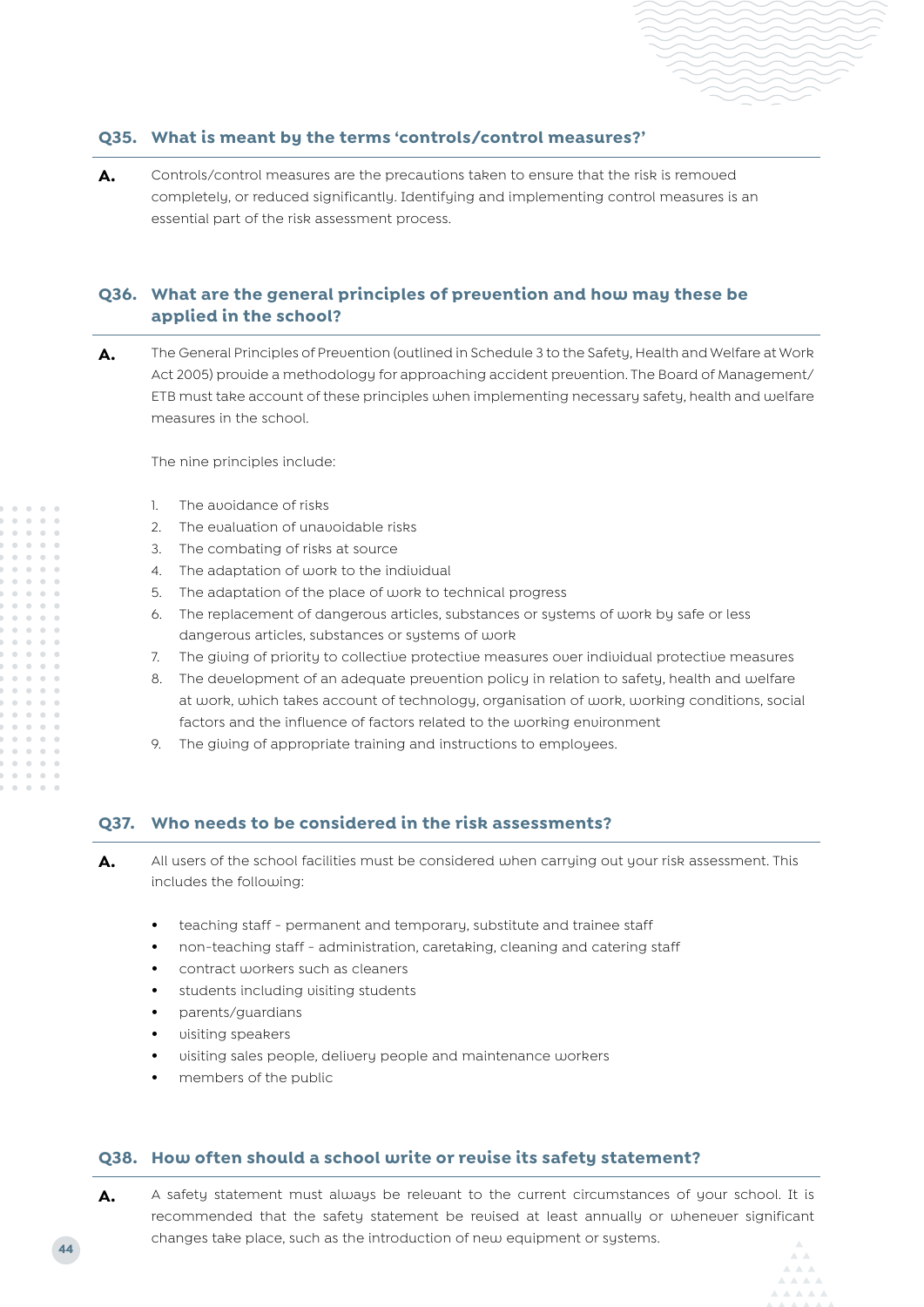### Q35. What is meant by the terms 'controls/control measures?'

**A.** Controls/control measures are the precautions taken to ensure that the risk is removed completely, or reduced significantly. Identifying and implementing control measures is an essential part of the risk assessment process.

### Q36. What are the general principles of prevention and how may these be applied in the school?

**A.** The General Principles of Prevention (outlined in Schedule 3 to the Safety, Health and Welfare at Work Act 2005) provide a methodology for approaching accident prevention. The Board of Management/ ETB must take account of these principles when implementing necessary safety, health and welfare measures in the school.

The nine principles include:

1. The avoidance of risks
2. The evaluation of unavoidable risks
3. The combating of risks at source
4. The adaptation of work to the individual
5. The adaptation of the place of work to technical progress
6. The replacement of dangerous articles, substances or systems of work by safe or less dangerous articles, substances or systems of work
7. The giving of priority to collective protective measures over individual protective measures
8. The development of an adequate prevention policy in relation to safety, health and welfare at work, which takes account of technology, organisation of work, working conditions, social factors and the influence of factors related to the working environment
9. The giving of appropriate training and instructions to employees.

### Q37. Who needs to be considered in the risk assessments?

**A.** All users of the school facilities must be considered when carrying out your risk assessment. This includes the following:

- teaching staff - permanent and temporary, substitute and trainee staff
- non-teaching staff - administration, caretaking, cleaning and catering staff
- contract workers such as cleaners
- students including visiting students
- parents/guardians
- visiting speakers
- visiting sales people, delivery people and maintenance workers
- members of the public

### Q38. How often should a school write or revise its safety statement?

**A.** A safety statement must always be relevant to the current circumstances of your school. It is recommended that the safety statement be revised at least annually or whenever significant changes take place, such as the introduction of new equipment or systems.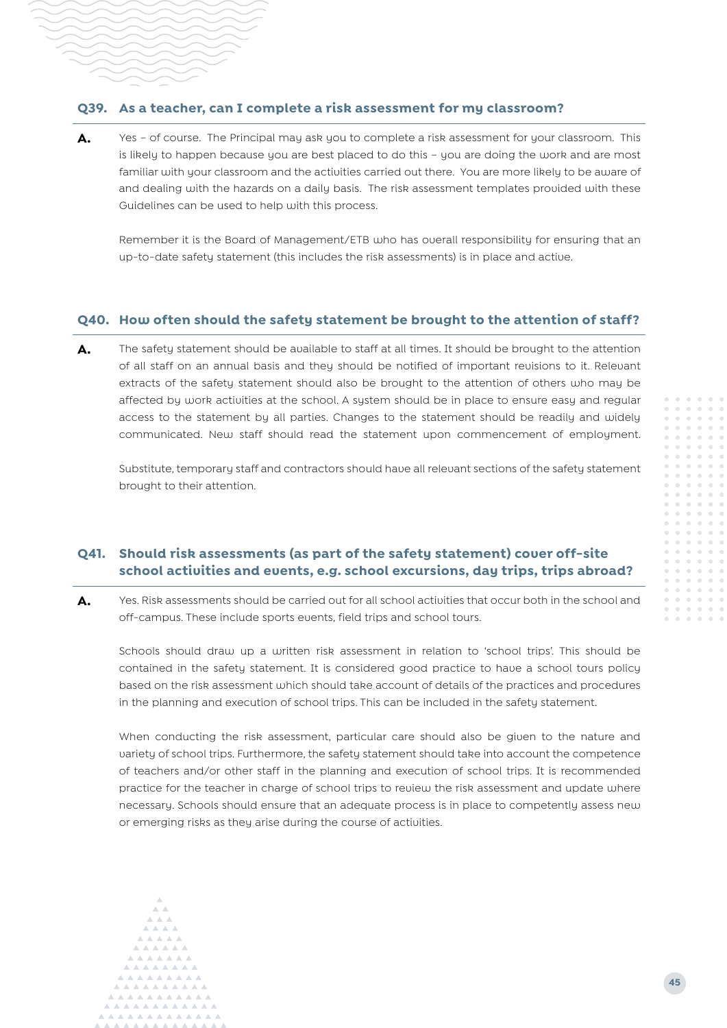### Q39. As a teacher, can I complete a risk assessment for my classroom?

**A.** Yes – of course. The Principal may ask you to complete a risk assessment for your classroom. This is likely to happen because you are best placed to do this – you are doing the work and are most familiar with your classroom and the activities carried out there. You are more likely to be aware of and dealing with the hazards on a daily basis. The risk assessment templates provided with these Guidelines can be used to help with this process.

Remember it is the Board of Management/ETB who has overall responsibility for ensuring that an up-to-date safety statement (this includes the risk assessments) is in place and active.

### Q40. How often should the safety statement be brought to the attention of staff?

**A.** The safety statement should be available to staff at all times. It should be brought to the attention of all staff on an annual basis and they should be notified of important revisions to it. Relevant extracts of the safety statement should also be brought to the attention of others who may be affected by work activities at the school. A system should be in place to ensure easy and regular access to the statement by all parties. Changes to the statement should be readily and widely communicated. New staff should read the statement upon commencement of employment.

Substitute, temporary staff and contractors should have all relevant sections of the safety statement brought to their attention.

### Q41. Should risk assessments (as part of the safety statement) cover off-site school activities and events, e.g. school excursions, day trips, trips abroad?

**A.** Yes. Risk assessments should be carried out for all school activities that occur both in the school and off-campus. These include sports events, field trips and school tours.

Schools should draw up a written risk assessment in relation to 'school trips'. This should be contained in the safety statement. It is considered good practice to have a school tours policy based on the risk assessment which should take account of details of the practices and procedures in the planning and execution of school trips. This can be included in the safety statement.

When conducting the risk assessment, particular care should also be given to the nature and variety of school trips. Furthermore, the safety statement should take into account the competence of teachers and/or other staff in the planning and execution of school trips. It is recommended practice for the teacher in charge of school trips to review the risk assessment and update where necessary. Schools should ensure that an adequate process is in place to competently assess new or emerging risks as they arise during the course of activities.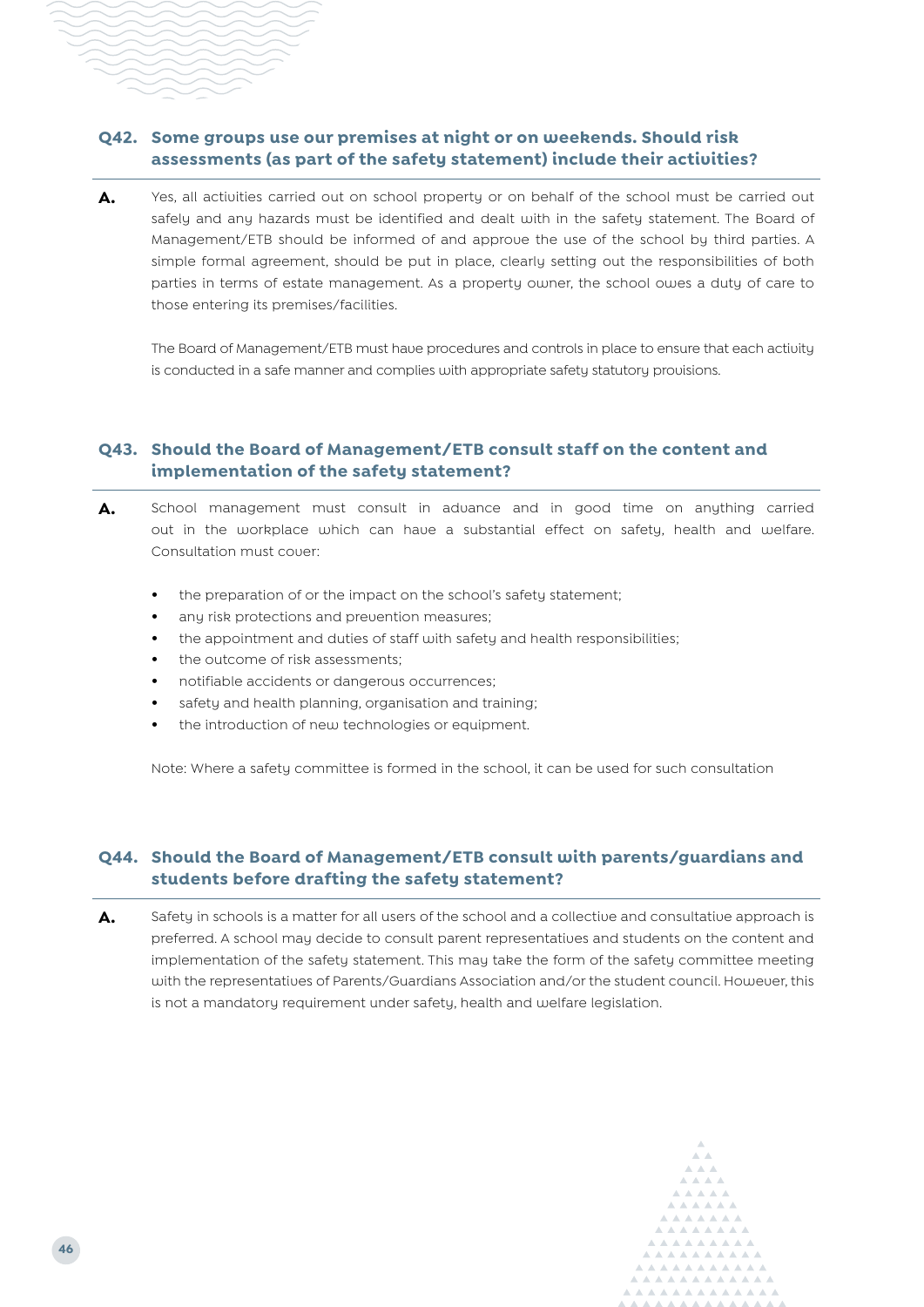### Q42. Some groups use our premises at night or on weekends. Should risk assessments (as part of the safety statement) include their activities?

**A.** Yes, all activities carried out on school property or on behalf of the school must be carried out safely and any hazards must be identified and dealt with in the safety statement. The Board of Management/ETB should be informed of and approve the use of the school by third parties. A simple formal agreement, should be put in place, clearly setting out the responsibilities of both parties in terms of estate management. As a property owner, the school owes a duty of care to those entering its premises/facilities.

The Board of Management/ETB must have procedures and controls in place to ensure that each activity is conducted in a safe manner and complies with appropriate safety statutory provisions.

### Q43. Should the Board of Management/ETB consult staff on the content and implementation of the safety statement?

**A.** School management must consult in advance and in good time on anything carried out in the workplace which can have a substantial effect on safety, health and welfare. Consultation must cover:

- the preparation of or the impact on the school's safety statement;
- any risk protections and prevention measures;
- the appointment and duties of staff with safety and health responsibilities;
- the outcome of risk assessments;
- notifiable accidents or dangerous occurrences;
- safety and health planning, organisation and training;
- the introduction of new technologies or equipment.

Note: Where a safety committee is formed in the school, it can be used for such consultation

### Q44. Should the Board of Management/ETB consult with parents/guardians and students before drafting the safety statement?

**A.** Safety in schools is a matter for all users of the school and a collective and consultative approach is preferred. A school may decide to consult parent representatives and students on the content and implementation of the safety statement. This may take the form of the safety committee meeting with the representatives of Parents/Guardians Association and/or the student council. However, this is not a mandatory requirement under safety, health and welfare legislation.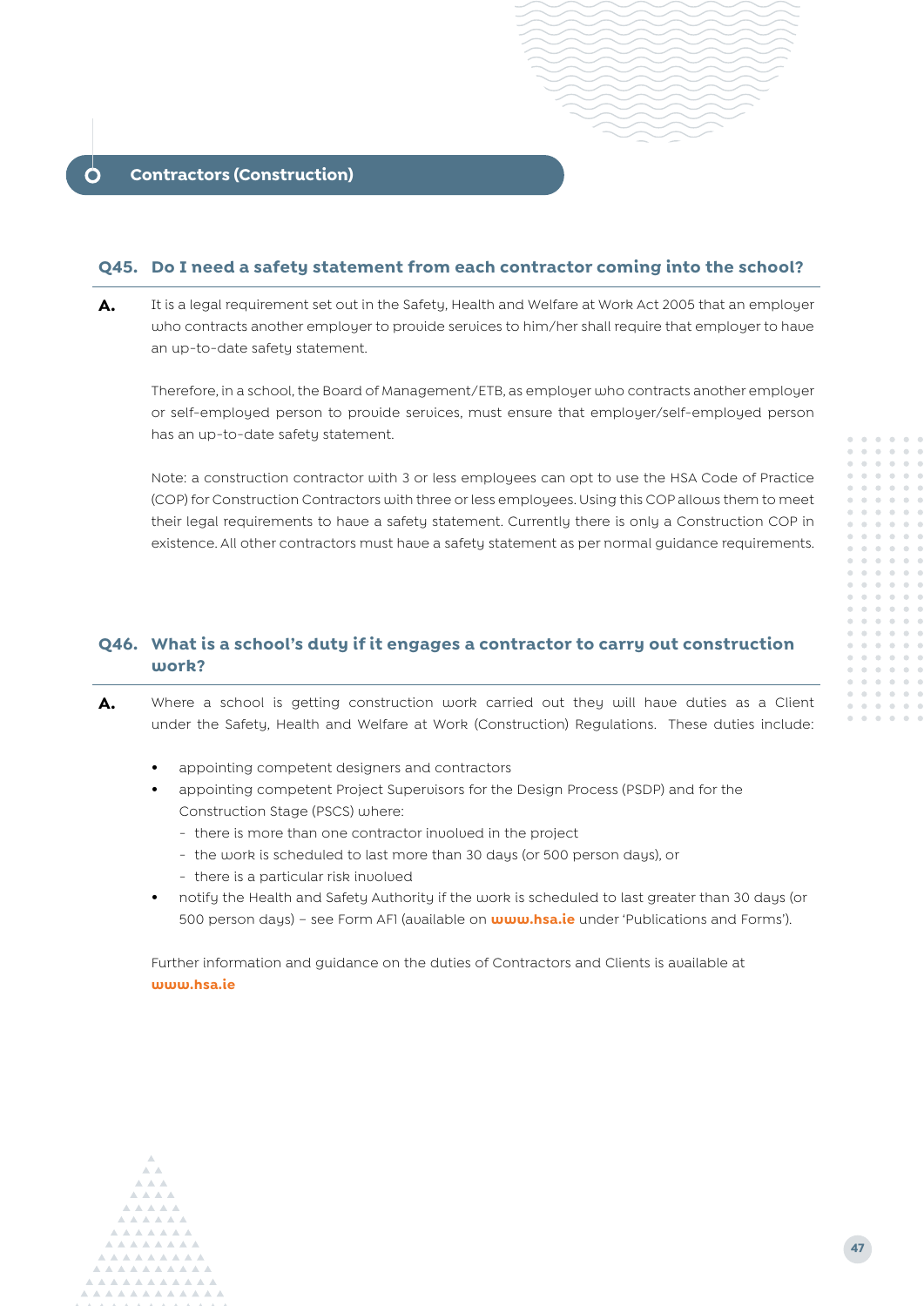## Contractors (Construction)

### Q45. Do I need a safety statement from each contractor coming into the school?

**A.** It is a legal requirement set out in the Safety, Health and Welfare at Work Act 2005 that an employer who contracts another employer to provide services to him/her shall require that employer to have an up-to-date safety statement.

Therefore, in a school, the Board of Management/ETB, as employer who contracts another employer or self-employed person to provide services, must ensure that employer/self-employed person has an up-to-date safety statement.

Note: a construction contractor with 3 or less employees can opt to use the HSA Code of Practice (COP) for Construction Contractors with three or less employees. Using this COP allows them to meet their legal requirements to have a safety statement. Currently there is only a Construction COP in existence. All other contractors must have a safety statement as per normal guidance requirements.

### Q46. What is a school's duty if it engages a contractor to carry out construction work?

**A.** Where a school is getting construction work carried out they will have duties as a Client under the Safety, Health and Welfare at Work (Construction) Regulations. These duties include:

- appointing competent designers and contractors
- appointing competent Project Supervisors for the Design Process (PSDP) and for the Construction Stage (PSCS) where:
  - there is more than one contractor involved in the project
  - the work is scheduled to last more than 30 days (or 500 person days), or
  - there is a particular risk involved
- notify the Health and Safety Authority if the work is scheduled to last greater than 30 days (or 500 person days) – see Form AF1 (available on **www.hsa.ie** under 'Publications and Forms').

Further information and guidance on the duties of Contractors and Clients is available at **www.hsa.ie**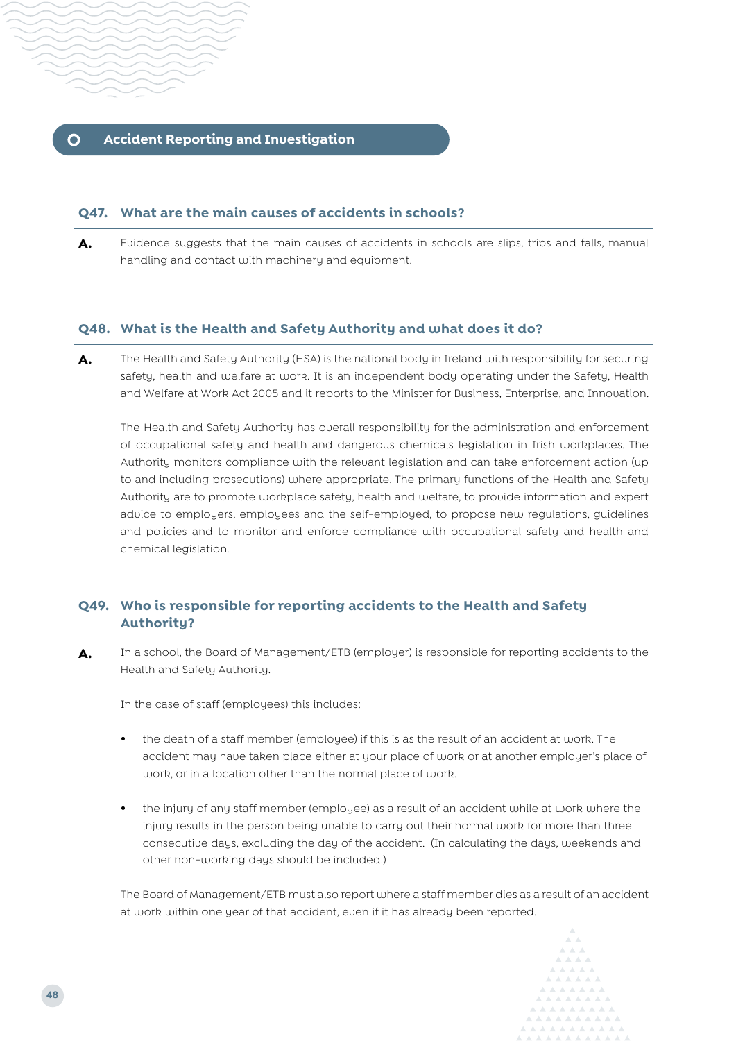## Accident Reporting and Investigation

### Q47. What are the main causes of accidents in schools?

**A.** Evidence suggests that the main causes of accidents in schools are slips, trips and falls, manual handling and contact with machinery and equipment.

### Q48. What is the Health and Safety Authority and what does it do?

**A.** The Health and Safety Authority (HSA) is the national body in Ireland with responsibility for securing safety, health and welfare at work. It is an independent body operating under the Safety, Health and Welfare at Work Act 2005 and it reports to the Minister for Business, Enterprise, and Innovation.

The Health and Safety Authority has overall responsibility for the administration and enforcement of occupational safety and health and dangerous chemicals legislation in Irish workplaces. The Authority monitors compliance with the relevant legislation and can take enforcement action (up to and including prosecutions) where appropriate. The primary functions of the Health and Safety Authority are to promote workplace safety, health and welfare, to provide information and expert advice to employers, employees and the self-employed, to propose new regulations, guidelines and policies and to monitor and enforce compliance with occupational safety and health and chemical legislation.

### Q49. Who is responsible for reporting accidents to the Health and Safety Authority?

**A.** In a school, the Board of Management/ETB (employer) is responsible for reporting accidents to the Health and Safety Authority.

In the case of staff (employees) this includes:

- the death of a staff member (employee) if this is as the result of an accident at work. The accident may have taken place either at your place of work or at another employer's place of work, or in a location other than the normal place of work.
- the injury of any staff member (employee) as a result of an accident while at work where the injury results in the person being unable to carry out their normal work for more than three consecutive days, excluding the day of the accident. (In calculating the days, weekends and other non-working days should be included.)

The Board of Management/ETB must also report where a staff member dies as a result of an accident at work within one year of that accident, even if it has already been reported.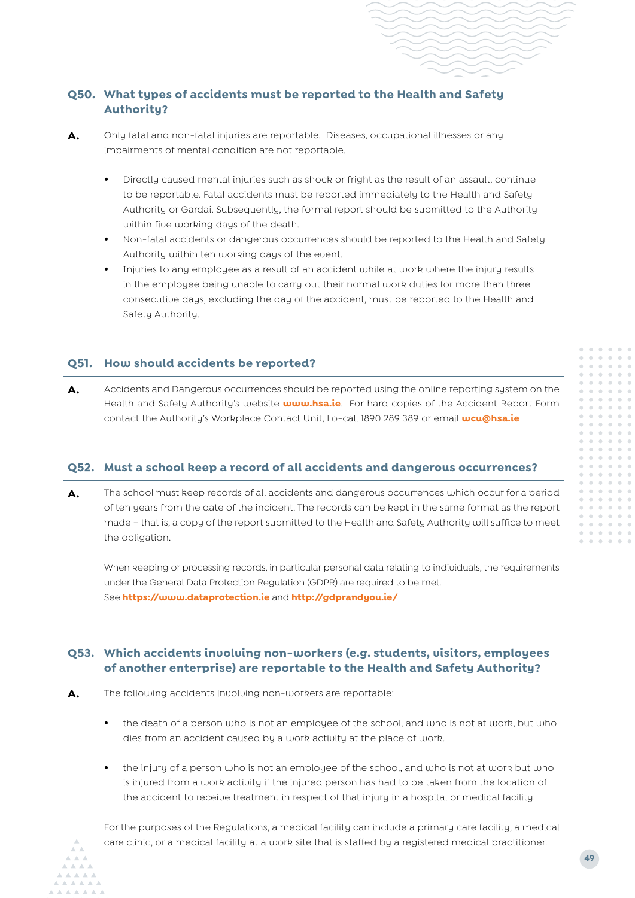### Q50. What types of accidents must be reported to the Health and Safety Authority?

**A.** Only fatal and non-fatal injuries are reportable. Diseases, occupational illnesses or any impairments of mental condition are not reportable.

- Directly caused mental injuries such as shock or fright as the result of an assault, continue to be reportable. Fatal accidents must be reported immediately to the Health and Safety Authority or Gardaí. Subsequently, the formal report should be submitted to the Authority within five working days of the death.
- Non-fatal accidents or dangerous occurrences should be reported to the Health and Safety Authority within ten working days of the event.
- Injuries to any employee as a result of an accident while at work where the injury results in the employee being unable to carry out their normal work duties for more than three consecutive days, excluding the day of the accident, must be reported to the Health and Safety Authority.

### Q51. How should accidents be reported?

**A.** Accidents and Dangerous occurrences should be reported using the online reporting system on the Health and Safety Authority's website **www.hsa.ie**. For hard copies of the Accident Report Form contact the Authority's Workplace Contact Unit, Lo-call 1890 289 389 or email **wcu@hsa.ie**

### Q52. Must a school keep a record of all accidents and dangerous occurrences?

**A.** The school must keep records of all accidents and dangerous occurrences which occur for a period of ten years from the date of the incident. The records can be kept in the same format as the report made – that is, a copy of the report submitted to the Health and Safety Authority will suffice to meet the obligation.

When keeping or processing records, in particular personal data relating to individuals, the requirements under the General Data Protection Regulation (GDPR) are required to be met.
See **https://www.dataprotection.ie** and **http://gdprandyou.ie/**

### Q53. Which accidents involving non-workers (e.g. students, visitors, employees of another enterprise) are reportable to the Health and Safety Authority?

**A.** The following accidents involving non-workers are reportable:

- the death of a person who is not an employee of the school, and who is not at work, but who dies from an accident caused by a work activity at the place of work.
- the injury of a person who is not an employee of the school, and who is not at work but who is injured from a work activity if the injured person has had to be taken from the location of the accident to receive treatment in respect of that injury in a hospital or medical facility.

For the purposes of the Regulations, a medical facility can include a primary care facility, a medical care clinic, or a medical facility at a work site that is staffed by a registered medical practitioner.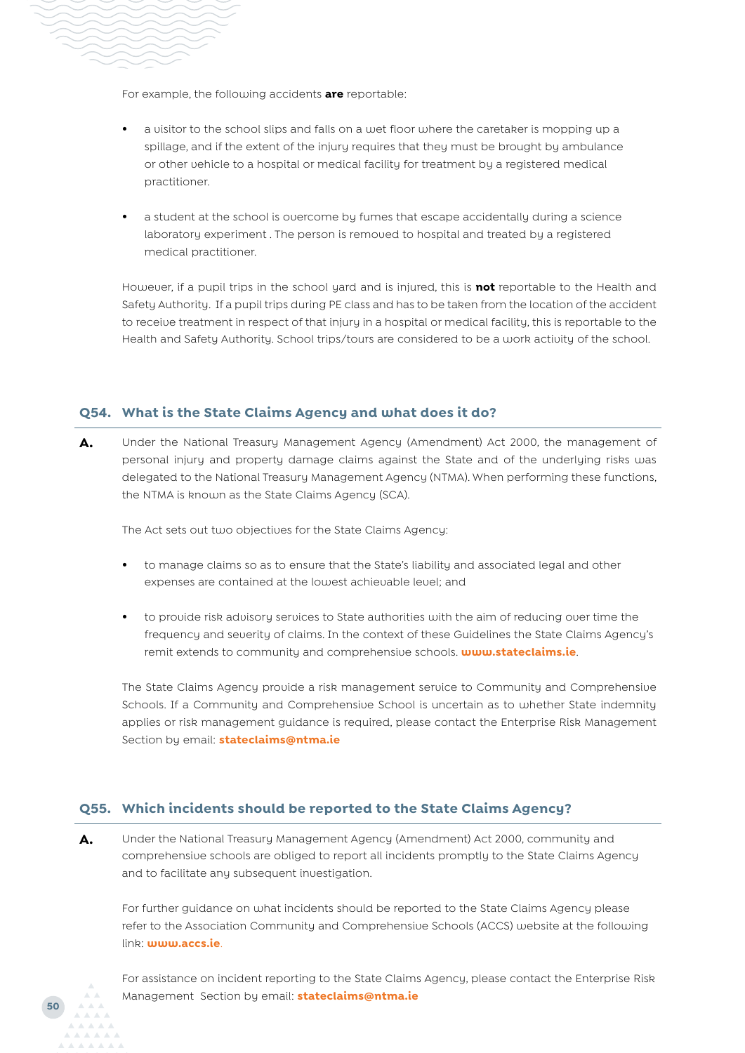For example, the following accidents **are** reportable:

- a visitor to the school slips and falls on a wet floor where the caretaker is mopping up a spillage, and if the extent of the injury requires that they must be brought by ambulance or other vehicle to a hospital or medical facility for treatment by a registered medical practitioner.

- a student at the school is overcome by fumes that escape accidentally during a science laboratory experiment . The person is removed to hospital and treated by a registered medical practitioner.

However, if a pupil trips in the school yard and is injured, this is **not** reportable to the Health and Safety Authority. If a pupil trips during PE class and has to be taken from the location of the accident to receive treatment in respect of that injury in a hospital or medical facility, this is reportable to the Health and Safety Authority. School trips/tours are considered to be a work activity of the school.

## Q54. What is the State Claims Agency and what does it do?

**A.** Under the National Treasury Management Agency (Amendment) Act 2000, the management of personal injury and property damage claims against the State and of the underlying risks was delegated to the National Treasury Management Agency (NTMA). When performing these functions, the NTMA is known as the State Claims Agency (SCA).

The Act sets out two objectives for the State Claims Agency:

- to manage claims so as to ensure that the State's liability and associated legal and other expenses are contained at the lowest achievable level; and

- to provide risk advisory services to State authorities with the aim of reducing over time the frequency and severity of claims. In the context of these Guidelines the State Claims Agency's remit extends to community and comprehensive schools. **www.stateclaims.ie**.

The State Claims Agency provide a risk management service to Community and Comprehensive Schools. If a Community and Comprehensive School is uncertain as to whether State indemnity applies or risk management guidance is required, please contact the Enterprise Risk Management Section by email: **stateclaims@ntma.ie**

## Q55. Which incidents should be reported to the State Claims Agency?

**A.** Under the National Treasury Management Agency (Amendment) Act 2000, community and comprehensive schools are obliged to report all incidents promptly to the State Claims Agency and to facilitate any subsequent investigation.

For further guidance on what incidents should be reported to the State Claims Agency please refer to the Association Community and Comprehensive Schools (ACCS) website at the following link: **www.accs.ie**.

For assistance on incident reporting to the State Claims Agency, please contact the Enterprise Risk Management Section by email: **stateclaims@ntma.ie**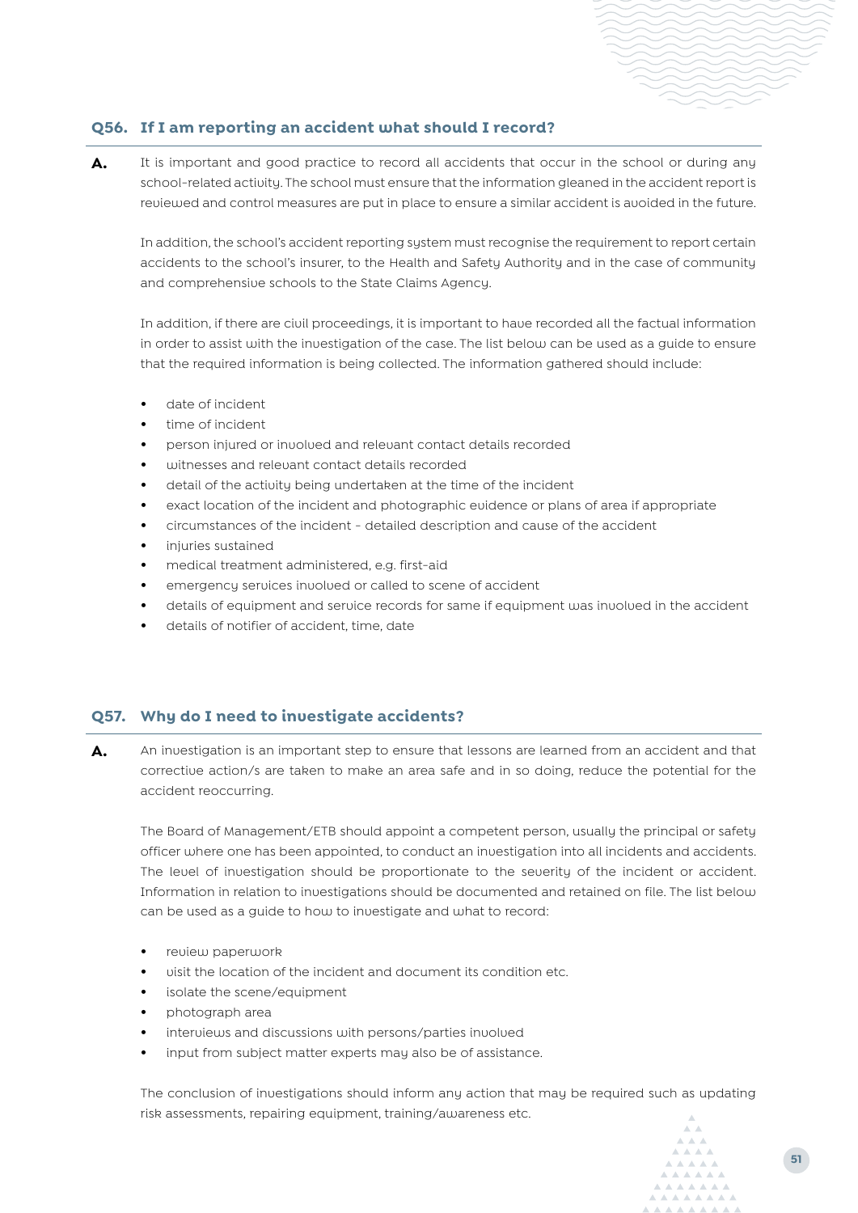### Q56. If I am reporting an accident what should I record?

**A.** It is important and good practice to record all accidents that occur in the school or during any school-related activity. The school must ensure that the information gleaned in the accident report is reviewed and control measures are put in place to ensure a similar accident is avoided in the future.

In addition, the school's accident reporting system must recognise the requirement to report certain accidents to the school's insurer, to the Health and Safety Authority and in the case of community and comprehensive schools to the State Claims Agency.

In addition, if there are civil proceedings, it is important to have recorded all the factual information in order to assist with the investigation of the case. The list below can be used as a guide to ensure that the required information is being collected. The information gathered should include:

- date of incident
- time of incident
- person injured or involved and relevant contact details recorded
- witnesses and relevant contact details recorded
- detail of the activity being undertaken at the time of the incident
- exact location of the incident and photographic evidence or plans of area if appropriate
- circumstances of the incident - detailed description and cause of the accident
- injuries sustained
- medical treatment administered, e.g. first-aid
- emergency services involved or called to scene of accident
- details of equipment and service records for same if equipment was involved in the accident
- details of notifier of accident, time, date

### Q57. Why do I need to investigate accidents?

**A.** An investigation is an important step to ensure that lessons are learned from an accident and that corrective action/s are taken to make an area safe and in so doing, reduce the potential for the accident reoccurring.

The Board of Management/ETB should appoint a competent person, usually the principal or safety officer where one has been appointed, to conduct an investigation into all incidents and accidents. The level of investigation should be proportionate to the severity of the incident or accident. Information in relation to investigations should be documented and retained on file. The list below can be used as a guide to how to investigate and what to record:

- review paperwork
- visit the location of the incident and document its condition etc.
- isolate the scene/equipment
- photograph area
- interviews and discussions with persons/parties involved
- input from subject matter experts may also be of assistance.

The conclusion of investigations should inform any action that may be required such as updating risk assessments, repairing equipment, training/awareness etc.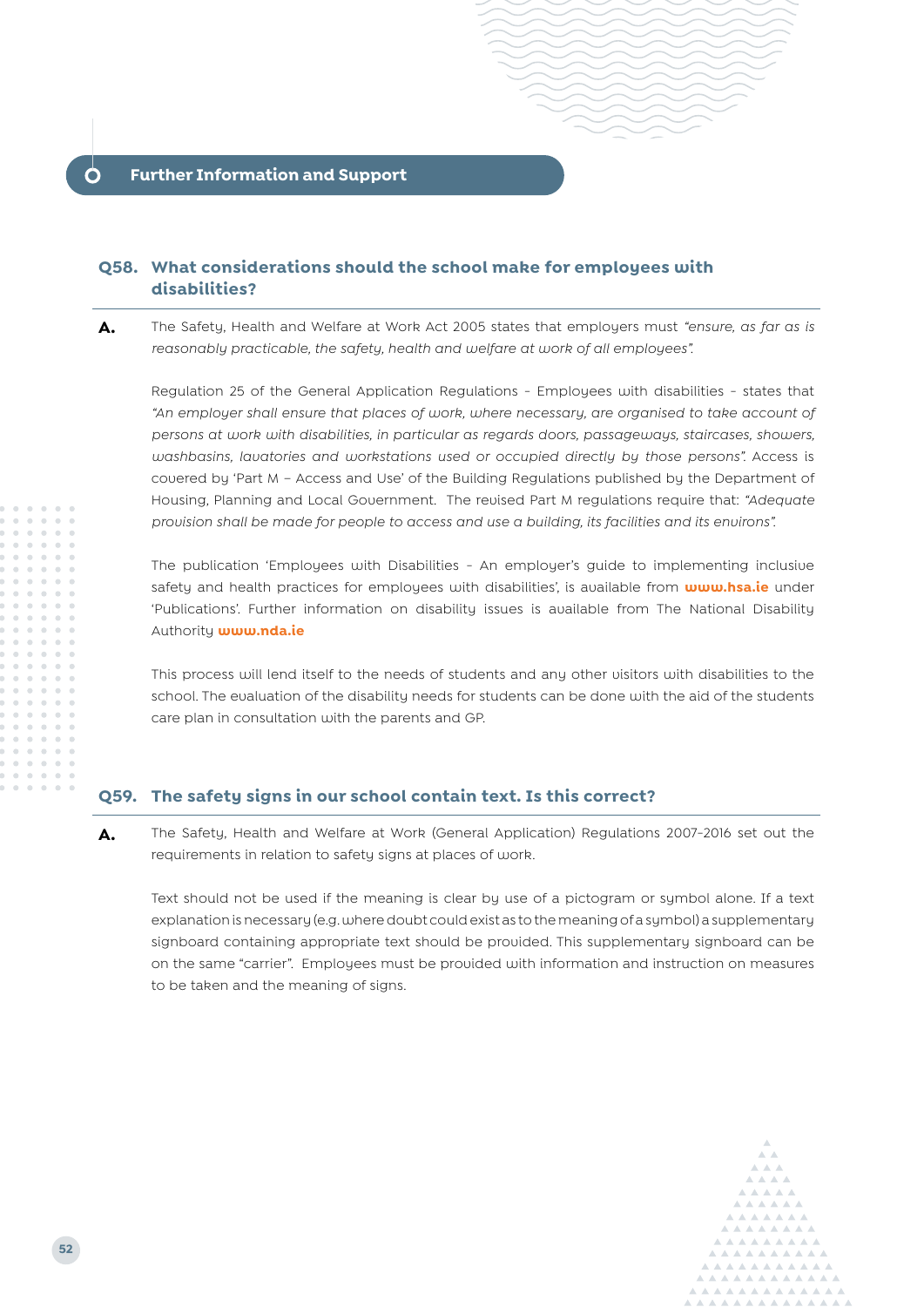## Further Information and Support

### Q58. What considerations should the school make for employees with disabilities?

**A.** The Safety, Health and Welfare at Work Act 2005 states that employers must *"ensure, as far as is reasonably practicable, the safety, health and welfare at work of all employees".*

Regulation 25 of the General Application Regulations - Employees with disabilities - states that *"An employer shall ensure that places of work, where necessary, are organised to take account of persons at work with disabilities, in particular as regards doors, passageways, staircases, showers, washbasins, lavatories and workstations used or occupied directly by those persons".* Access is covered by 'Part M – Access and Use' of the Building Regulations published by the Department of Housing, Planning and Local Government. The revised Part M regulations require that: *"Adequate provision shall be made for people to access and use a building, its facilities and its environs".*

The publication 'Employees with Disabilities - An employer's guide to implementing inclusive safety and health practices for employees with disabilities', is available from **www.hsa.ie** under 'Publications'. Further information on disability issues is available from The National Disability Authority **www.nda.ie**

This process will lend itself to the needs of students and any other visitors with disabilities to the school. The evaluation of the disability needs for students can be done with the aid of the students care plan in consultation with the parents and GP.

### Q59. The safety signs in our school contain text. Is this correct?

**A.** The Safety, Health and Welfare at Work (General Application) Regulations 2007-2016 set out the requirements in relation to safety signs at places of work.

Text should not be used if the meaning is clear by use of a pictogram or symbol alone. If a text explanation is necessary (e.g. where doubt could exist as to the meaning of a symbol) a supplementary signboard containing appropriate text should be provided. This supplementary signboard can be on the same "carrier". Employees must be provided with information and instruction on measures to be taken and the meaning of signs.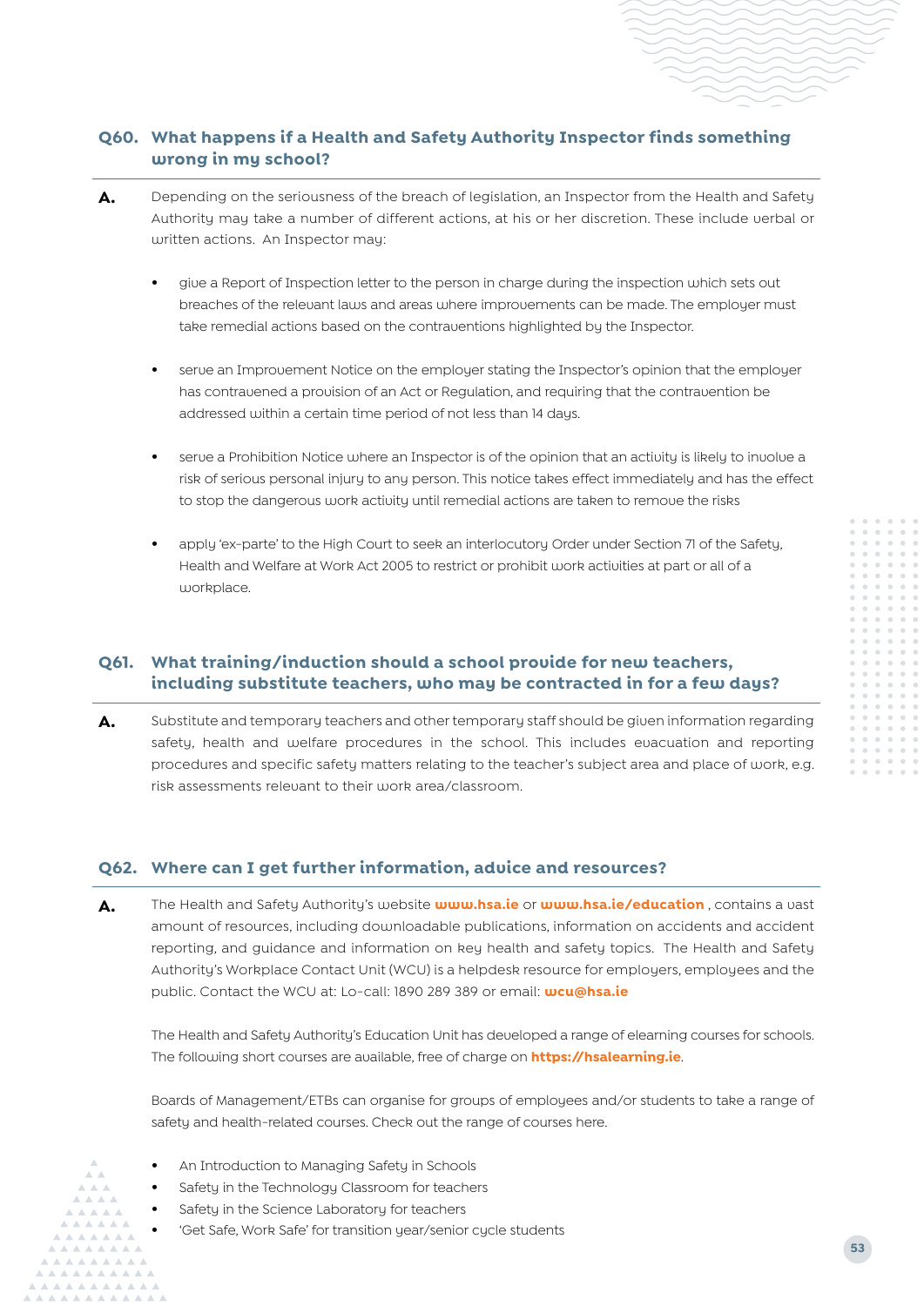### Q60. What happens if a Health and Safety Authority Inspector finds something wrong in my school?

**A.** Depending on the seriousness of the breach of legislation, an Inspector from the Health and Safety Authority may take a number of different actions, at his or her discretion. These include verbal or written actions. An Inspector may:

- give a Report of Inspection letter to the person in charge during the inspection which sets out breaches of the relevant laws and areas where improvements can be made. The employer must take remedial actions based on the contraventions highlighted by the Inspector.

- serve an Improvement Notice on the employer stating the Inspector's opinion that the employer has contravened a provision of an Act or Regulation, and requiring that the contravention be addressed within a certain time period of not less than 14 days.

- serve a Prohibition Notice where an Inspector is of the opinion that an activity is likely to involve a risk of serious personal injury to any person. This notice takes effect immediately and has the effect to stop the dangerous work activity until remedial actions are taken to remove the risks

- apply 'ex-parte' to the High Court to seek an interlocutory Order under Section 71 of the Safety, Health and Welfare at Work Act 2005 to restrict or prohibit work activities at part or all of a workplace.

### Q61. What training/induction should a school provide for new teachers, including substitute teachers, who may be contracted in for a few days?

**A.** Substitute and temporary teachers and other temporary staff should be given information regarding safety, health and welfare procedures in the school. This includes evacuation and reporting procedures and specific safety matters relating to the teacher's subject area and place of work, e.g. risk assessments relevant to their work area/classroom.

### Q62. Where can I get further information, advice and resources?

**A.** The Health and Safety Authority's website **www.hsa.ie** or **www.hsa.ie/education** , contains a vast amount of resources, including downloadable publications, information on accidents and accident reporting, and guidance and information on key health and safety topics. The Health and Safety Authority's Workplace Contact Unit (WCU) is a helpdesk resource for employers, employees and the public. Contact the WCU at: Lo-call: 1890 289 389 or email: **wcu@hsa.ie**

The Health and Safety Authority's Education Unit has developed a range of elearning courses for schools. The following short courses are available, free of charge on **https://hsalearning.ie**.

Boards of Management/ETBs can organise for groups of employees and/or students to take a range of safety and health-related courses. Check out the range of courses here.

- An Introduction to Managing Safety in Schools
- Safety in the Technology Classroom for teachers
- Safety in the Science Laboratory for teachers
- 'Get Safe, Work Safe' for transition year/senior cycle students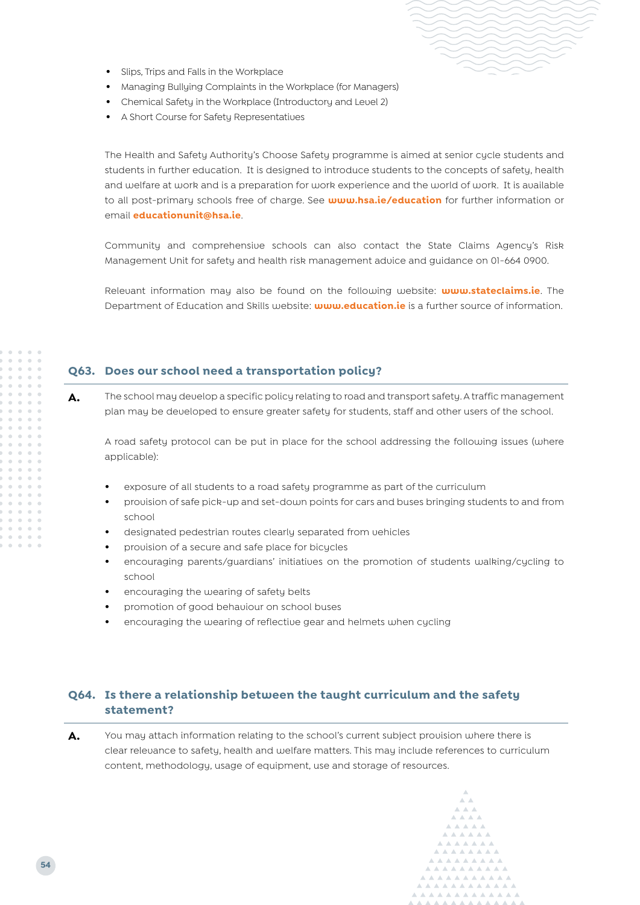- Slips, Trips and Falls in the Workplace
- Managing Bullying Complaints in the Workplace (for Managers)
- Chemical Safety in the Workplace (Introductory and Level 2)
- A Short Course for Safety Representatives

The Health and Safety Authority's Choose Safety programme is aimed at senior cycle students and students in further education. It is designed to introduce students to the concepts of safety, health and welfare at work and is a preparation for work experience and the world of work. It is available to all post-primary schools free of charge. See **www.hsa.ie/education** for further information or email **educationunit@hsa.ie**.

Community and comprehensive schools can also contact the State Claims Agency's Risk Management Unit for safety and health risk management advice and guidance on 01-664 0900.

Relevant information may also be found on the following website: **www.stateclaims.ie**. The Department of Education and Skills website: **www.education.ie** is a further source of information.

## Q63. Does our school need a transportation policy?

**A.** The school may develop a specific policy relating to road and transport safety. A traffic management plan may be developed to ensure greater safety for students, staff and other users of the school.

A road safety protocol can be put in place for the school addressing the following issues (where applicable):

- exposure of all students to a road safety programme as part of the curriculum
- provision of safe pick-up and set-down points for cars and buses bringing students to and from school
- designated pedestrian routes clearly separated from vehicles
- provision of a secure and safe place for bicycles
- encouraging parents/guardians' initiatives on the promotion of students walking/cycling to school
- encouraging the wearing of safety belts
- promotion of good behaviour on school buses
- encouraging the wearing of reflective gear and helmets when cycling

## Q64. Is there a relationship between the taught curriculum and the safety statement?

**A.** You may attach information relating to the school's current subject provision where there is clear relevance to safety, health and welfare matters. This may include references to curriculum content, methodology, usage of equipment, use and storage of resources.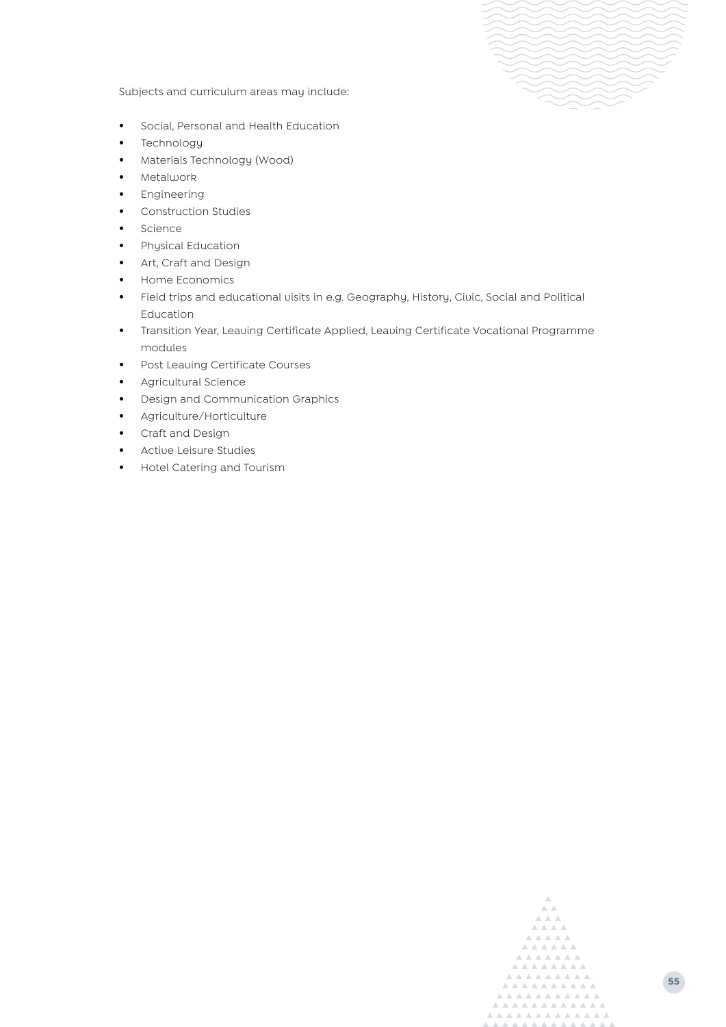Subjects and curriculum areas may include:

- Social, Personal and Health Education
- Technology
- Materials Technology (Wood)
- Metalwork
- Engineering
- Construction Studies
- Science
- Physical Education
- Art, Craft and Design
- Home Economics
- Field trips and educational visits in e.g. Geography, History, Civic, Social and Political Education
- Transition Year, Leaving Certificate Applied, Leaving Certificate Vocational Programme modules
- Post Leaving Certificate Courses
- Agricultural Science
- Design and Communication Graphics
- Agriculture/Horticulture
- Craft and Design
- Active Leisure Studies
- Hotel Catering and Tourism